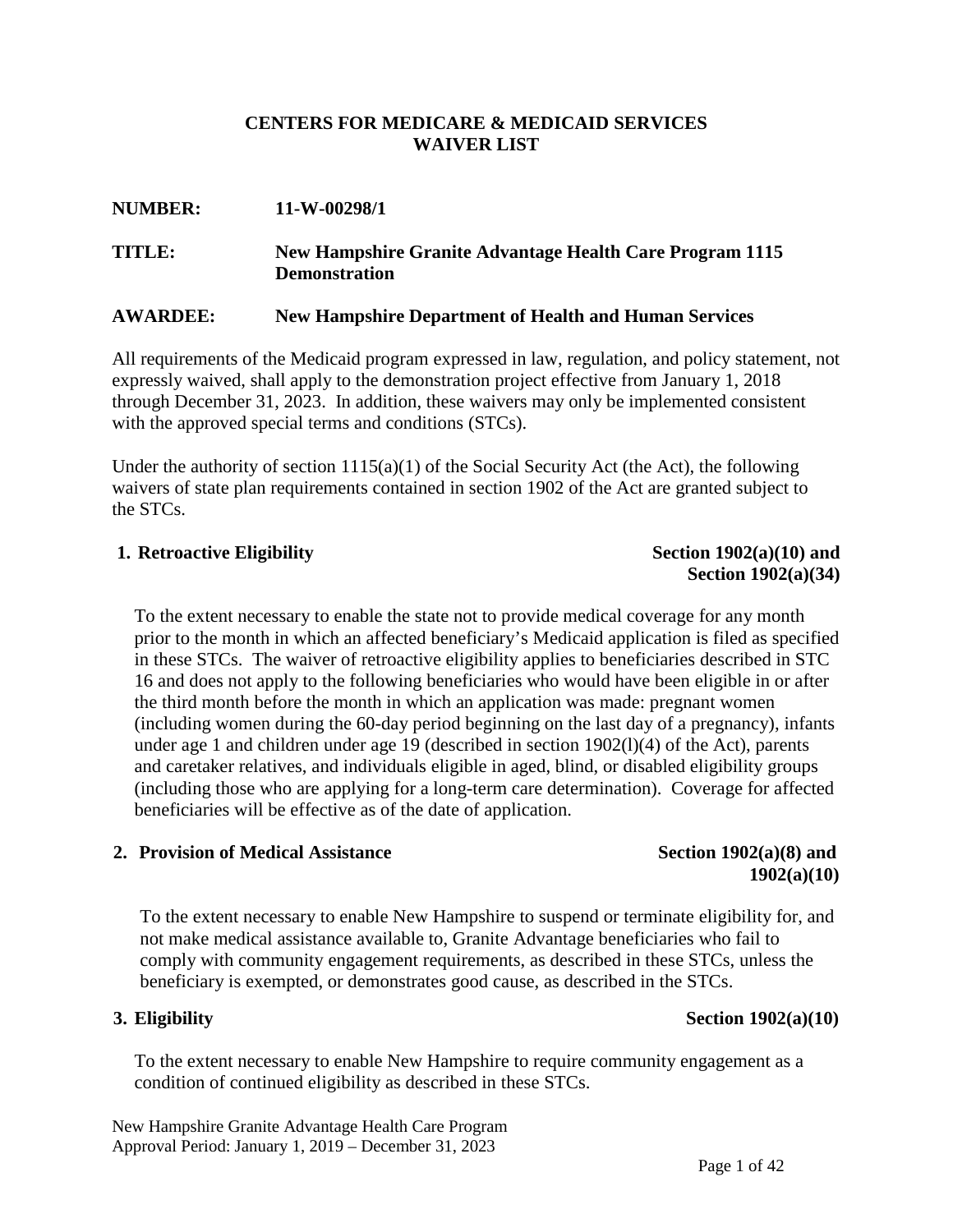# CENTERS FOR MEDICARE & MEDICAID SERVICES
# WAIVER LIST

**NUMBER:** **11-W-00298/1**

**TITLE:** **New Hampshire Granite Advantage Health Care Program 1115 Demonstration**

**AWARDEE:** **New Hampshire Department of Health and Human Services**

All requirements of the Medicaid program expressed in law, regulation, and policy statement, not expressly waived, shall apply to the demonstration project effective from January 1, 2018 through December 31, 2023. In addition, these waivers may only be implemented consistent with the approved special terms and conditions (STCs).

Under the authority of section 1115(a)(1) of the Social Security Act (the Act), the following waivers of state plan requirements contained in section 1902 of the Act are granted subject to the STCs.

**1. Retroactive Eligibility** — **Section 1902(a)(10) and Section 1902(a)(34)**

To the extent necessary to enable the state not to provide medical coverage for any month prior to the month in which an affected beneficiary's Medicaid application is filed as specified in these STCs. The waiver of retroactive eligibility applies to beneficiaries described in STC 16 and does not apply to the following beneficiaries who would have been eligible in or after the third month before the month in which an application was made: pregnant women (including women during the 60-day period beginning on the last day of a pregnancy), infants under age 1 and children under age 19 (described in section 1902(l)(4) of the Act), parents and caretaker relatives, and individuals eligible in aged, blind, or disabled eligibility groups (including those who are applying for a long-term care determination). Coverage for affected beneficiaries will be effective as of the date of application.

**2. Provision of Medical Assistance** — **Section 1902(a)(8) and 1902(a)(10)**

To the extent necessary to enable New Hampshire to suspend or terminate eligibility for, and not make medical assistance available to, Granite Advantage beneficiaries who fail to comply with community engagement requirements, as described in these STCs, unless the beneficiary is exempted, or demonstrates good cause, as described in the STCs.

**3. Eligibility** — **Section 1902(a)(10)**

To the extent necessary to enable New Hampshire to require community engagement as a condition of continued eligibility as described in these STCs.

New Hampshire Granite Advantage Health Care Program
Approval Period: January 1, 2019 – December 31, 2023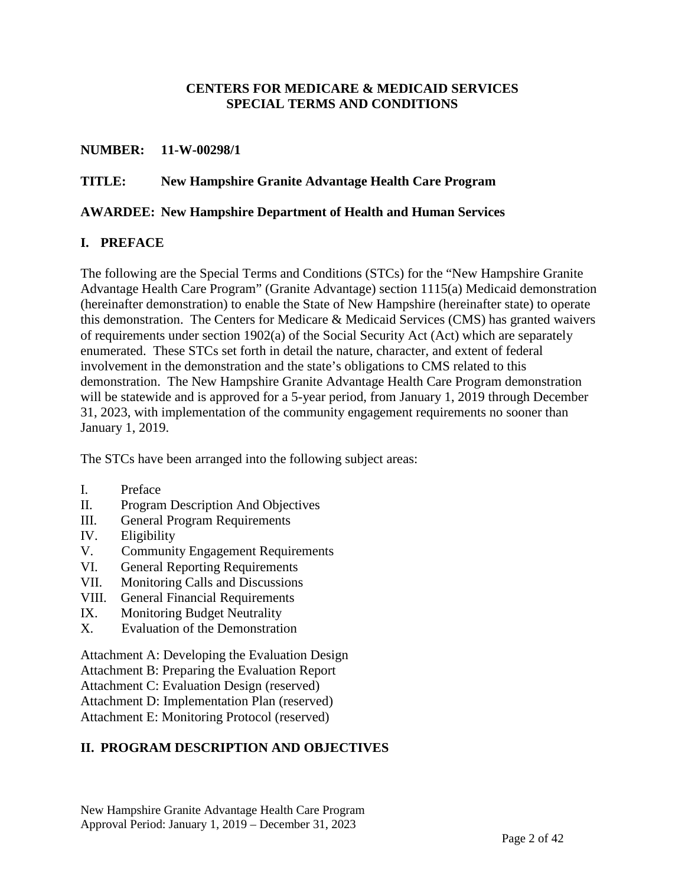**CENTERS FOR MEDICARE & MEDICAID SERVICES**
**SPECIAL TERMS AND CONDITIONS**

**NUMBER: 11-W-00298/1**

**TITLE: New Hampshire Granite Advantage Health Care Program**

**AWARDEE: New Hampshire Department of Health and Human Services**

## I. PREFACE

The following are the Special Terms and Conditions (STCs) for the "New Hampshire Granite Advantage Health Care Program" (Granite Advantage) section 1115(a) Medicaid demonstration (hereinafter demonstration) to enable the State of New Hampshire (hereinafter state) to operate this demonstration. The Centers for Medicare & Medicaid Services (CMS) has granted waivers of requirements under section 1902(a) of the Social Security Act (Act) which are separately enumerated. These STCs set forth in detail the nature, character, and extent of federal involvement in the demonstration and the state's obligations to CMS related to this demonstration. The New Hampshire Granite Advantage Health Care Program demonstration will be statewide and is approved for a 5-year period, from January 1, 2019 through December 31, 2023, with implementation of the community engagement requirements no sooner than January 1, 2019.

The STCs have been arranged into the following subject areas:

- I. Preface
- II. Program Description And Objectives
- III. General Program Requirements
- IV. Eligibility
- V. Community Engagement Requirements
- VI. General Reporting Requirements
- VII. Monitoring Calls and Discussions
- VIII. General Financial Requirements
- IX. Monitoring Budget Neutrality
- X. Evaluation of the Demonstration

Attachment A: Developing the Evaluation Design
Attachment B: Preparing the Evaluation Report
Attachment C: Evaluation Design (reserved)
Attachment D: Implementation Plan (reserved)
Attachment E: Monitoring Protocol (reserved)

## II. PROGRAM DESCRIPTION AND OBJECTIVES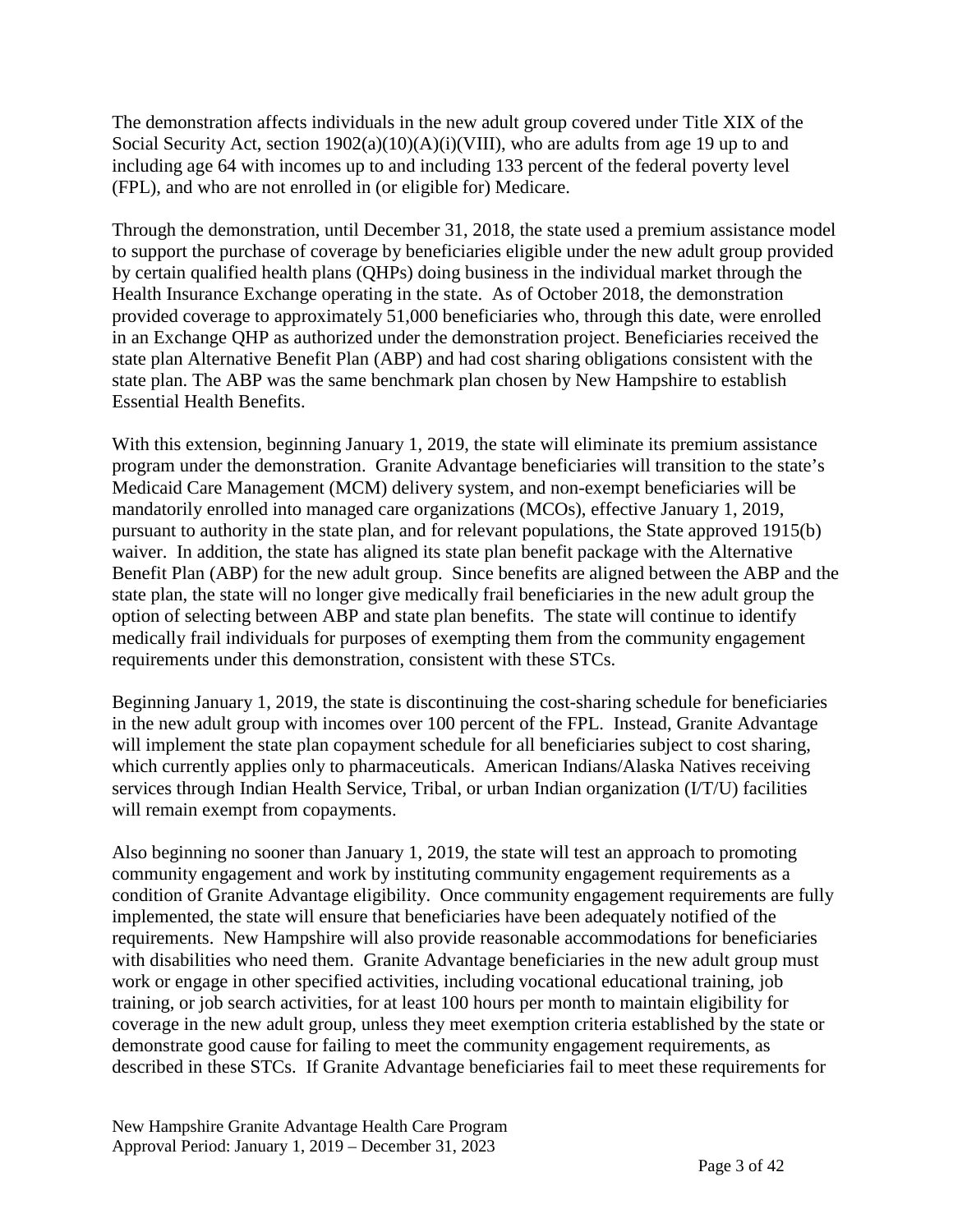The demonstration affects individuals in the new adult group covered under Title XIX of the Social Security Act, section 1902(a)(10)(A)(i)(VIII), who are adults from age 19 up to and including age 64 with incomes up to and including 133 percent of the federal poverty level (FPL), and who are not enrolled in (or eligible for) Medicare.

Through the demonstration, until December 31, 2018, the state used a premium assistance model to support the purchase of coverage by beneficiaries eligible under the new adult group provided by certain qualified health plans (QHPs) doing business in the individual market through the Health Insurance Exchange operating in the state. As of October 2018, the demonstration provided coverage to approximately 51,000 beneficiaries who, through this date, were enrolled in an Exchange QHP as authorized under the demonstration project. Beneficiaries received the state plan Alternative Benefit Plan (ABP) and had cost sharing obligations consistent with the state plan. The ABP was the same benchmark plan chosen by New Hampshire to establish Essential Health Benefits.

With this extension, beginning January 1, 2019, the state will eliminate its premium assistance program under the demonstration. Granite Advantage beneficiaries will transition to the state's Medicaid Care Management (MCM) delivery system, and non-exempt beneficiaries will be mandatorily enrolled into managed care organizations (MCOs), effective January 1, 2019, pursuant to authority in the state plan, and for relevant populations, the State approved 1915(b) waiver. In addition, the state has aligned its state plan benefit package with the Alternative Benefit Plan (ABP) for the new adult group. Since benefits are aligned between the ABP and the state plan, the state will no longer give medically frail beneficiaries in the new adult group the option of selecting between ABP and state plan benefits. The state will continue to identify medically frail individuals for purposes of exempting them from the community engagement requirements under this demonstration, consistent with these STCs.

Beginning January 1, 2019, the state is discontinuing the cost-sharing schedule for beneficiaries in the new adult group with incomes over 100 percent of the FPL. Instead, Granite Advantage will implement the state plan copayment schedule for all beneficiaries subject to cost sharing, which currently applies only to pharmaceuticals. American Indians/Alaska Natives receiving services through Indian Health Service, Tribal, or urban Indian organization (I/T/U) facilities will remain exempt from copayments.

Also beginning no sooner than January 1, 2019, the state will test an approach to promoting community engagement and work by instituting community engagement requirements as a condition of Granite Advantage eligibility. Once community engagement requirements are fully implemented, the state will ensure that beneficiaries have been adequately notified of the requirements. New Hampshire will also provide reasonable accommodations for beneficiaries with disabilities who need them. Granite Advantage beneficiaries in the new adult group must work or engage in other specified activities, including vocational educational training, job training, or job search activities, for at least 100 hours per month to maintain eligibility for coverage in the new adult group, unless they meet exemption criteria established by the state or demonstrate good cause for failing to meet the community engagement requirements, as described in these STCs. If Granite Advantage beneficiaries fail to meet these requirements for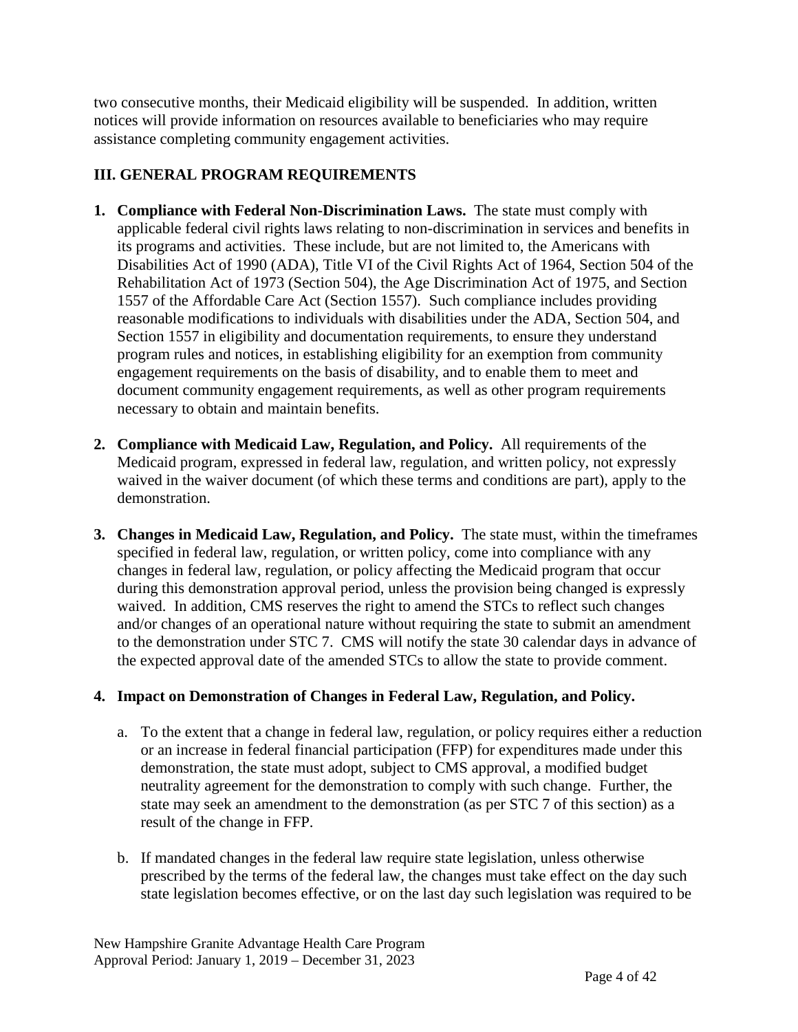two consecutive months, their Medicaid eligibility will be suspended. In addition, written notices will provide information on resources available to beneficiaries who may require assistance completing community engagement activities.

## III. GENERAL PROGRAM REQUIREMENTS

1. **Compliance with Federal Non-Discrimination Laws.** The state must comply with applicable federal civil rights laws relating to non-discrimination in services and benefits in its programs and activities. These include, but are not limited to, the Americans with Disabilities Act of 1990 (ADA), Title VI of the Civil Rights Act of 1964, Section 504 of the Rehabilitation Act of 1973 (Section 504), the Age Discrimination Act of 1975, and Section 1557 of the Affordable Care Act (Section 1557). Such compliance includes providing reasonable modifications to individuals with disabilities under the ADA, Section 504, and Section 1557 in eligibility and documentation requirements, to ensure they understand program rules and notices, in establishing eligibility for an exemption from community engagement requirements on the basis of disability, and to enable them to meet and document community engagement requirements, as well as other program requirements necessary to obtain and maintain benefits.

2. **Compliance with Medicaid Law, Regulation, and Policy.** All requirements of the Medicaid program, expressed in federal law, regulation, and written policy, not expressly waived in the waiver document (of which these terms and conditions are part), apply to the demonstration.

3. **Changes in Medicaid Law, Regulation, and Policy.** The state must, within the timeframes specified in federal law, regulation, or written policy, come into compliance with any changes in federal law, regulation, or policy affecting the Medicaid program that occur during this demonstration approval period, unless the provision being changed is expressly waived. In addition, CMS reserves the right to amend the STCs to reflect such changes and/or changes of an operational nature without requiring the state to submit an amendment to the demonstration under STC 7. CMS will notify the state 30 calendar days in advance of the expected approval date of the amended STCs to allow the state to provide comment.

4. **Impact on Demonstration of Changes in Federal Law, Regulation, and Policy.**

   a. To the extent that a change in federal law, regulation, or policy requires either a reduction or an increase in federal financial participation (FFP) for expenditures made under this demonstration, the state must adopt, subject to CMS approval, a modified budget neutrality agreement for the demonstration to comply with such change. Further, the state may seek an amendment to the demonstration (as per STC 7 of this section) as a result of the change in FFP.

   b. If mandated changes in the federal law require state legislation, unless otherwise prescribed by the terms of the federal law, the changes must take effect on the day such state legislation becomes effective, or on the last day such legislation was required to be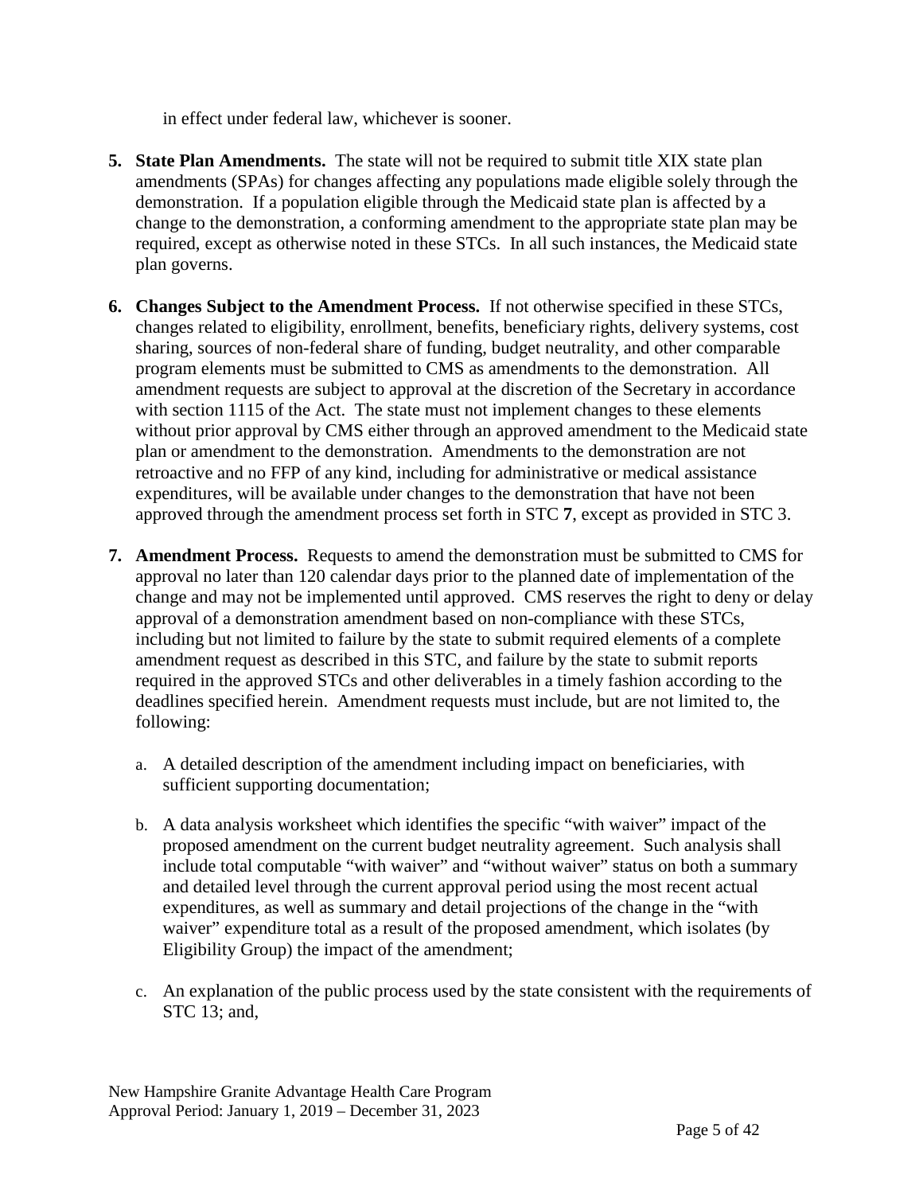in effect under federal law, whichever is sooner.

5. **State Plan Amendments.** The state will not be required to submit title XIX state plan amendments (SPAs) for changes affecting any populations made eligible solely through the demonstration. If a population eligible through the Medicaid state plan is affected by a change to the demonstration, a conforming amendment to the appropriate state plan may be required, except as otherwise noted in these STCs. In all such instances, the Medicaid state plan governs.

6. **Changes Subject to the Amendment Process.** If not otherwise specified in these STCs, changes related to eligibility, enrollment, benefits, beneficiary rights, delivery systems, cost sharing, sources of non-federal share of funding, budget neutrality, and other comparable program elements must be submitted to CMS as amendments to the demonstration. All amendment requests are subject to approval at the discretion of the Secretary in accordance with section 1115 of the Act. The state must not implement changes to these elements without prior approval by CMS either through an approved amendment to the Medicaid state plan or amendment to the demonstration. Amendments to the demonstration are not retroactive and no FFP of any kind, including for administrative or medical assistance expenditures, will be available under changes to the demonstration that have not been approved through the amendment process set forth in STC **7**, except as provided in STC 3.

7. **Amendment Process.** Requests to amend the demonstration must be submitted to CMS for approval no later than 120 calendar days prior to the planned date of implementation of the change and may not be implemented until approved. CMS reserves the right to deny or delay approval of a demonstration amendment based on non-compliance with these STCs, including but not limited to failure by the state to submit required elements of a complete amendment request as described in this STC, and failure by the state to submit reports required in the approved STCs and other deliverables in a timely fashion according to the deadlines specified herein. Amendment requests must include, but are not limited to, the following:

   a. A detailed description of the amendment including impact on beneficiaries, with sufficient supporting documentation;

   b. A data analysis worksheet which identifies the specific "with waiver" impact of the proposed amendment on the current budget neutrality agreement. Such analysis shall include total computable "with waiver" and "without waiver" status on both a summary and detailed level through the current approval period using the most recent actual expenditures, as well as summary and detail projections of the change in the "with waiver" expenditure total as a result of the proposed amendment, which isolates (by Eligibility Group) the impact of the amendment;

   c. An explanation of the public process used by the state consistent with the requirements of STC 13; and,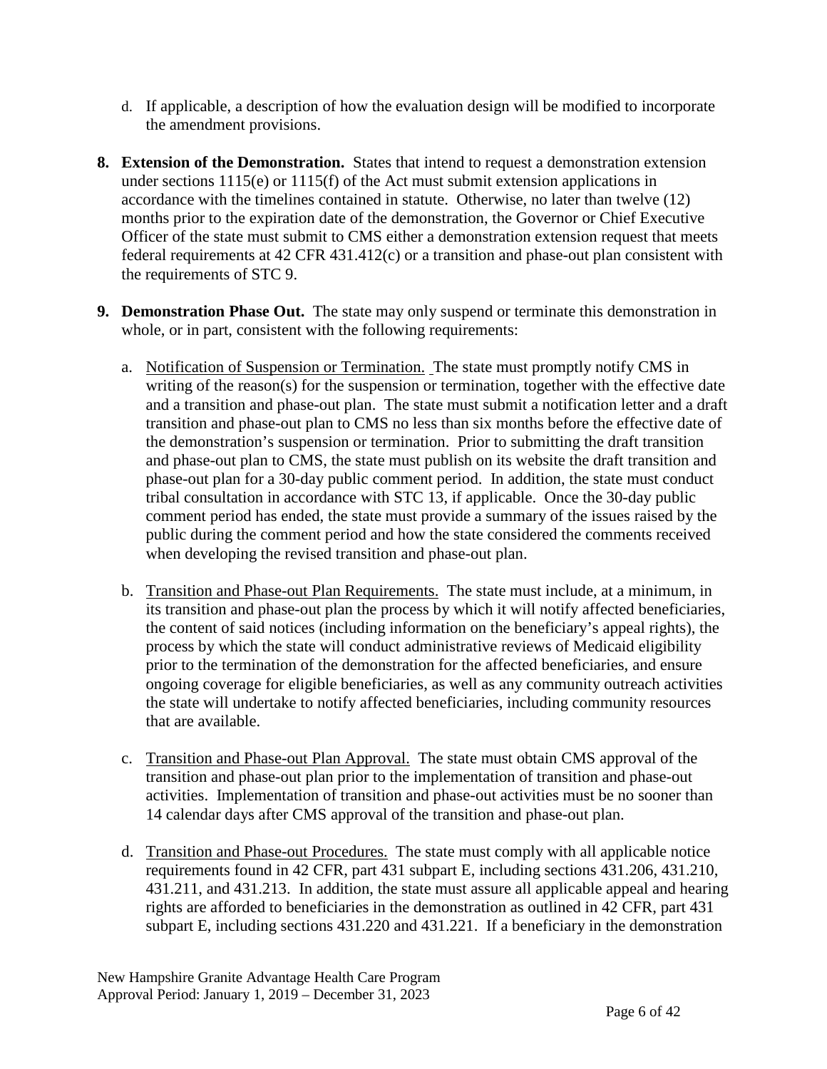d. If applicable, a description of how the evaluation design will be modified to incorporate the amendment provisions.

**8. Extension of the Demonstration.** States that intend to request a demonstration extension under sections 1115(e) or 1115(f) of the Act must submit extension applications in accordance with the timelines contained in statute. Otherwise, no later than twelve (12) months prior to the expiration date of the demonstration, the Governor or Chief Executive Officer of the state must submit to CMS either a demonstration extension request that meets federal requirements at 42 CFR 431.412(c) or a transition and phase-out plan consistent with the requirements of STC 9.

**9. Demonstration Phase Out.** The state may only suspend or terminate this demonstration in whole, or in part, consistent with the following requirements:

a. Notification of Suspension or Termination. The state must promptly notify CMS in writing of the reason(s) for the suspension or termination, together with the effective date and a transition and phase-out plan. The state must submit a notification letter and a draft transition and phase-out plan to CMS no less than six months before the effective date of the demonstration's suspension or termination. Prior to submitting the draft transition and phase-out plan to CMS, the state must publish on its website the draft transition and phase-out plan for a 30-day public comment period. In addition, the state must conduct tribal consultation in accordance with STC 13, if applicable. Once the 30-day public comment period has ended, the state must provide a summary of the issues raised by the public during the comment period and how the state considered the comments received when developing the revised transition and phase-out plan.

b. Transition and Phase-out Plan Requirements. The state must include, at a minimum, in its transition and phase-out plan the process by which it will notify affected beneficiaries, the content of said notices (including information on the beneficiary's appeal rights), the process by which the state will conduct administrative reviews of Medicaid eligibility prior to the termination of the demonstration for the affected beneficiaries, and ensure ongoing coverage for eligible beneficiaries, as well as any community outreach activities the state will undertake to notify affected beneficiaries, including community resources that are available.

c. Transition and Phase-out Plan Approval. The state must obtain CMS approval of the transition and phase-out plan prior to the implementation of transition and phase-out activities. Implementation of transition and phase-out activities must be no sooner than 14 calendar days after CMS approval of the transition and phase-out plan.

d. Transition and Phase-out Procedures. The state must comply with all applicable notice requirements found in 42 CFR, part 431 subpart E, including sections 431.206, 431.210, 431.211, and 431.213. In addition, the state must assure all applicable appeal and hearing rights are afforded to beneficiaries in the demonstration as outlined in 42 CFR, part 431 subpart E, including sections 431.220 and 431.221. If a beneficiary in the demonstration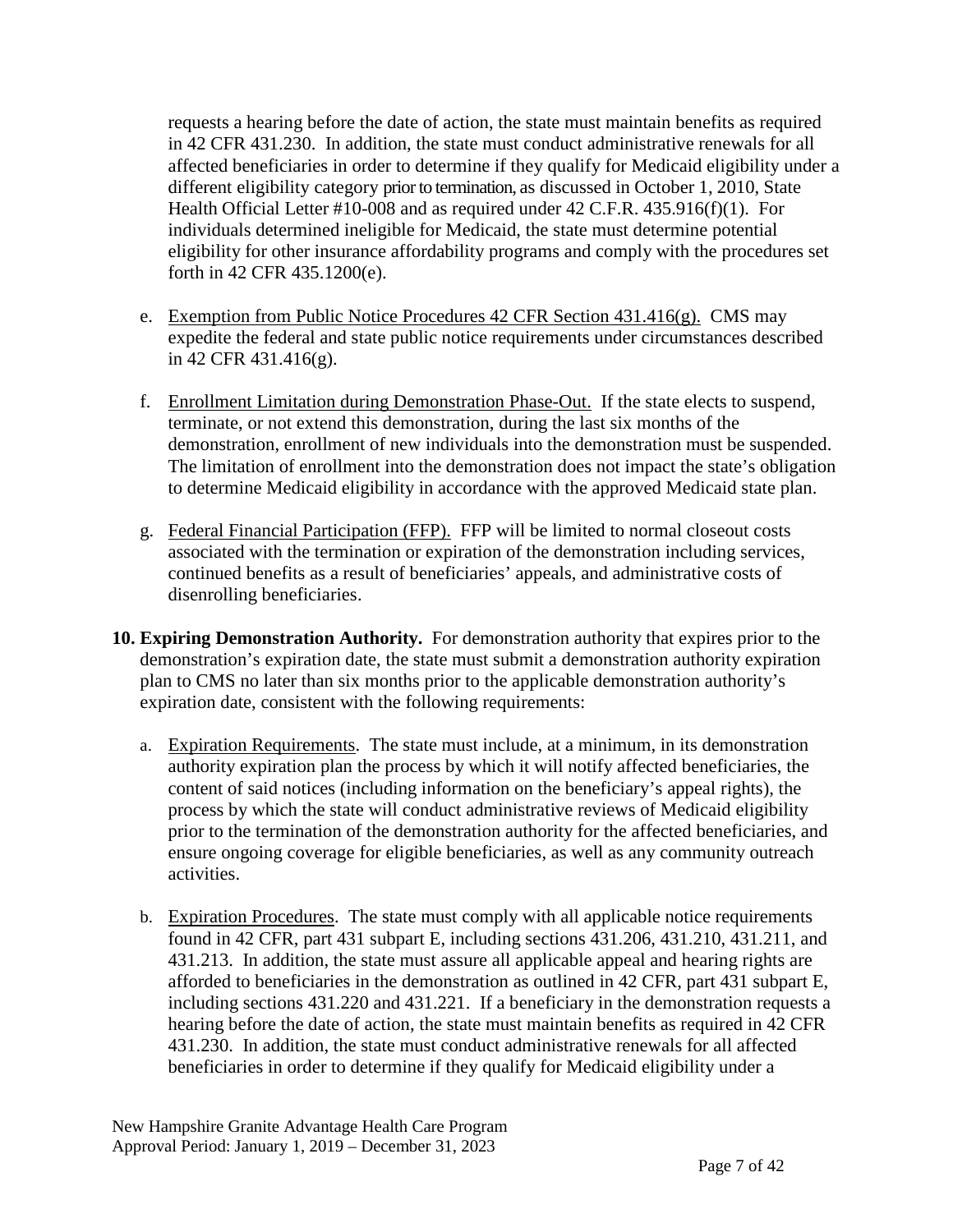requests a hearing before the date of action, the state must maintain benefits as required in 42 CFR 431.230. In addition, the state must conduct administrative renewals for all affected beneficiaries in order to determine if they qualify for Medicaid eligibility under a different eligibility category prior to termination, as discussed in October 1, 2010, State Health Official Letter #10-008 and as required under 42 C.F.R. 435.916(f)(1). For individuals determined ineligible for Medicaid, the state must determine potential eligibility for other insurance affordability programs and comply with the procedures set forth in 42 CFR 435.1200(e).

e. Exemption from Public Notice Procedures 42 CFR Section 431.416(g). CMS may expedite the federal and state public notice requirements under circumstances described in 42 CFR 431.416(g).

f. Enrollment Limitation during Demonstration Phase-Out. If the state elects to suspend, terminate, or not extend this demonstration, during the last six months of the demonstration, enrollment of new individuals into the demonstration must be suspended. The limitation of enrollment into the demonstration does not impact the state's obligation to determine Medicaid eligibility in accordance with the approved Medicaid state plan.

g. Federal Financial Participation (FFP). FFP will be limited to normal closeout costs associated with the termination or expiration of the demonstration including services, continued benefits as a result of beneficiaries' appeals, and administrative costs of disenrolling beneficiaries.

**10. Expiring Demonstration Authority.** For demonstration authority that expires prior to the demonstration's expiration date, the state must submit a demonstration authority expiration plan to CMS no later than six months prior to the applicable demonstration authority's expiration date, consistent with the following requirements:

a. Expiration Requirements. The state must include, at a minimum, in its demonstration authority expiration plan the process by which it will notify affected beneficiaries, the content of said notices (including information on the beneficiary's appeal rights), the process by which the state will conduct administrative reviews of Medicaid eligibility prior to the termination of the demonstration authority for the affected beneficiaries, and ensure ongoing coverage for eligible beneficiaries, as well as any community outreach activities.

b. Expiration Procedures. The state must comply with all applicable notice requirements found in 42 CFR, part 431 subpart E, including sections 431.206, 431.210, 431.211, and 431.213. In addition, the state must assure all applicable appeal and hearing rights are afforded to beneficiaries in the demonstration as outlined in 42 CFR, part 431 subpart E, including sections 431.220 and 431.221. If a beneficiary in the demonstration requests a hearing before the date of action, the state must maintain benefits as required in 42 CFR 431.230. In addition, the state must conduct administrative renewals for all affected beneficiaries in order to determine if they qualify for Medicaid eligibility under a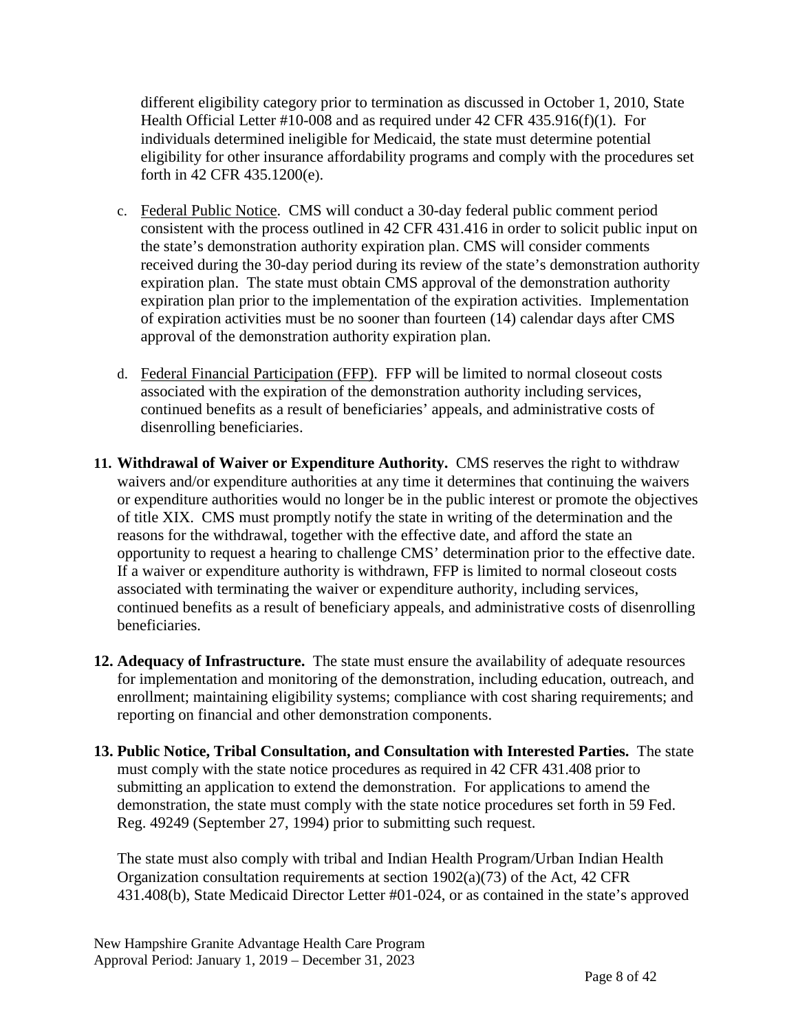different eligibility category prior to termination as discussed in October 1, 2010, State Health Official Letter #10-008 and as required under 42 CFR 435.916(f)(1). For individuals determined ineligible for Medicaid, the state must determine potential eligibility for other insurance affordability programs and comply with the procedures set forth in 42 CFR 435.1200(e).

c. Federal Public Notice. CMS will conduct a 30-day federal public comment period consistent with the process outlined in 42 CFR 431.416 in order to solicit public input on the state's demonstration authority expiration plan. CMS will consider comments received during the 30-day period during its review of the state's demonstration authority expiration plan. The state must obtain CMS approval of the demonstration authority expiration plan prior to the implementation of the expiration activities. Implementation of expiration activities must be no sooner than fourteen (14) calendar days after CMS approval of the demonstration authority expiration plan.

d. Federal Financial Participation (FFP). FFP will be limited to normal closeout costs associated with the expiration of the demonstration authority including services, continued benefits as a result of beneficiaries' appeals, and administrative costs of disenrolling beneficiaries.

11. **Withdrawal of Waiver or Expenditure Authority.** CMS reserves the right to withdraw waivers and/or expenditure authorities at any time it determines that continuing the waivers or expenditure authorities would no longer be in the public interest or promote the objectives of title XIX. CMS must promptly notify the state in writing of the determination and the reasons for the withdrawal, together with the effective date, and afford the state an opportunity to request a hearing to challenge CMS' determination prior to the effective date. If a waiver or expenditure authority is withdrawn, FFP is limited to normal closeout costs associated with terminating the waiver or expenditure authority, including services, continued benefits as a result of beneficiary appeals, and administrative costs of disenrolling beneficiaries.

12. **Adequacy of Infrastructure.** The state must ensure the availability of adequate resources for implementation and monitoring of the demonstration, including education, outreach, and enrollment; maintaining eligibility systems; compliance with cost sharing requirements; and reporting on financial and other demonstration components.

13. **Public Notice, Tribal Consultation, and Consultation with Interested Parties.** The state must comply with the state notice procedures as required in 42 CFR 431.408 prior to submitting an application to extend the demonstration. For applications to amend the demonstration, the state must comply with the state notice procedures set forth in 59 Fed. Reg. 49249 (September 27, 1994) prior to submitting such request.

    The state must also comply with tribal and Indian Health Program/Urban Indian Health Organization consultation requirements at section 1902(a)(73) of the Act, 42 CFR 431.408(b), State Medicaid Director Letter #01-024, or as contained in the state's approved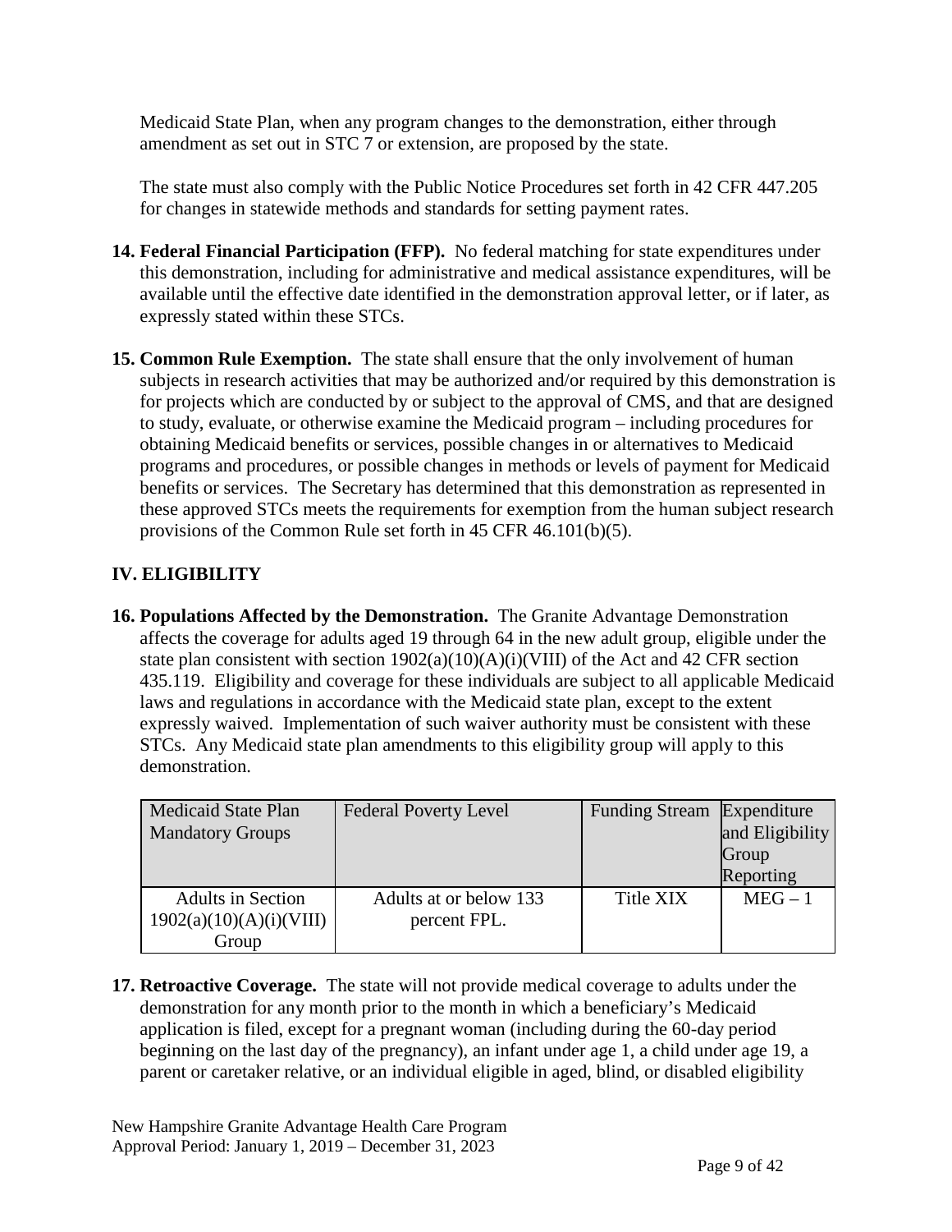Medicaid State Plan, when any program changes to the demonstration, either through amendment as set out in STC 7 or extension, are proposed by the state.

The state must also comply with the Public Notice Procedures set forth in 42 CFR 447.205 for changes in statewide methods and standards for setting payment rates.

**14. Federal Financial Participation (FFP).** No federal matching for state expenditures under this demonstration, including for administrative and medical assistance expenditures, will be available until the effective date identified in the demonstration approval letter, or if later, as expressly stated within these STCs.

**15. Common Rule Exemption.** The state shall ensure that the only involvement of human subjects in research activities that may be authorized and/or required by this demonstration is for projects which are conducted by or subject to the approval of CMS, and that are designed to study, evaluate, or otherwise examine the Medicaid program – including procedures for obtaining Medicaid benefits or services, possible changes in or alternatives to Medicaid programs and procedures, or possible changes in methods or levels of payment for Medicaid benefits or services. The Secretary has determined that this demonstration as represented in these approved STCs meets the requirements for exemption from the human subject research provisions of the Common Rule set forth in 45 CFR 46.101(b)(5).

## IV. ELIGIBILITY

**16. Populations Affected by the Demonstration.** The Granite Advantage Demonstration affects the coverage for adults aged 19 through 64 in the new adult group, eligible under the state plan consistent with section 1902(a)(10)(A)(i)(VIII) of the Act and 42 CFR section 435.119. Eligibility and coverage for these individuals are subject to all applicable Medicaid laws and regulations in accordance with the Medicaid state plan, except to the extent expressly waived. Implementation of such waiver authority must be consistent with these STCs. Any Medicaid state plan amendments to this eligibility group will apply to this demonstration.

| Medicaid State Plan Mandatory Groups | Federal Poverty Level | Funding Stream | Expenditure and Eligibility Group Reporting |
|---|---|---|---|
| Adults in Section 1902(a)(10)(A)(i)(VIII) Group | Adults at or below 133 percent FPL. | Title XIX | MEG – 1 |

**17. Retroactive Coverage.** The state will not provide medical coverage to adults under the demonstration for any month prior to the month in which a beneficiary's Medicaid application is filed, except for a pregnant woman (including during the 60-day period beginning on the last day of the pregnancy), an infant under age 1, a child under age 19, a parent or caretaker relative, or an individual eligible in aged, blind, or disabled eligibility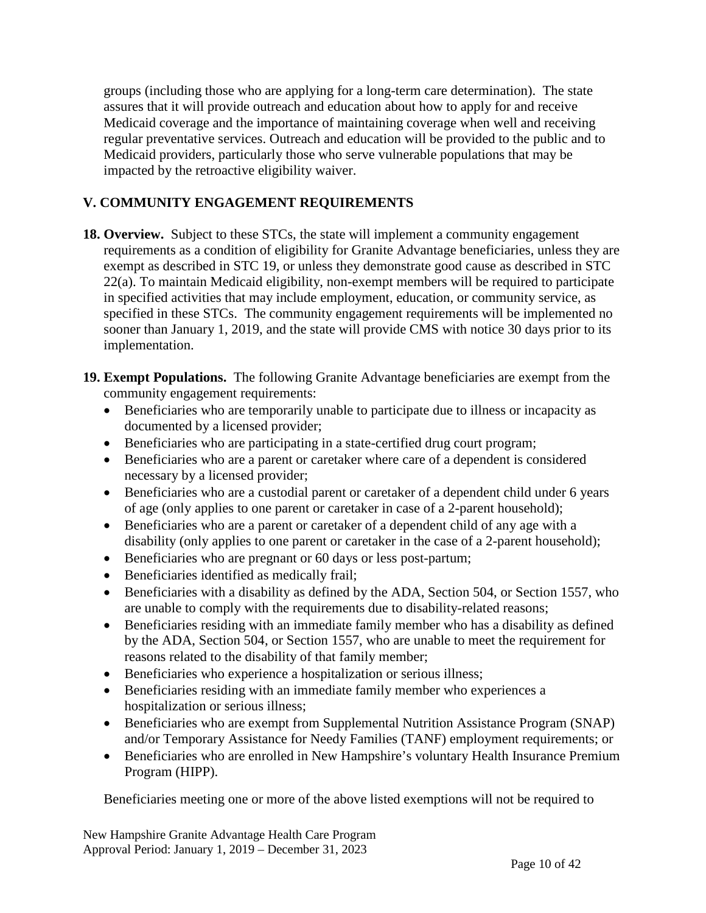groups (including those who are applying for a long-term care determination). The state assures that it will provide outreach and education about how to apply for and receive Medicaid coverage and the importance of maintaining coverage when well and receiving regular preventative services. Outreach and education will be provided to the public and to Medicaid providers, particularly those who serve vulnerable populations that may be impacted by the retroactive eligibility waiver.

## V. COMMUNITY ENGAGEMENT REQUIREMENTS

**18. Overview.** Subject to these STCs, the state will implement a community engagement requirements as a condition of eligibility for Granite Advantage beneficiaries, unless they are exempt as described in STC 19, or unless they demonstrate good cause as described in STC 22(a). To maintain Medicaid eligibility, non-exempt members will be required to participate in specified activities that may include employment, education, or community service, as specified in these STCs. The community engagement requirements will be implemented no sooner than January 1, 2019, and the state will provide CMS with notice 30 days prior to its implementation.

**19. Exempt Populations.** The following Granite Advantage beneficiaries are exempt from the community engagement requirements:

- Beneficiaries who are temporarily unable to participate due to illness or incapacity as documented by a licensed provider;
- Beneficiaries who are participating in a state-certified drug court program;
- Beneficiaries who are a parent or caretaker where care of a dependent is considered necessary by a licensed provider;
- Beneficiaries who are a custodial parent or caretaker of a dependent child under 6 years of age (only applies to one parent or caretaker in case of a 2-parent household);
- Beneficiaries who are a parent or caretaker of a dependent child of any age with a disability (only applies to one parent or caretaker in the case of a 2-parent household);
- Beneficiaries who are pregnant or 60 days or less post-partum;
- Beneficiaries identified as medically frail;
- Beneficiaries with a disability as defined by the ADA, Section 504, or Section 1557, who are unable to comply with the requirements due to disability-related reasons;
- Beneficiaries residing with an immediate family member who has a disability as defined by the ADA, Section 504, or Section 1557, who are unable to meet the requirement for reasons related to the disability of that family member;
- Beneficiaries who experience a hospitalization or serious illness;
- Beneficiaries residing with an immediate family member who experiences a hospitalization or serious illness;
- Beneficiaries who are exempt from Supplemental Nutrition Assistance Program (SNAP) and/or Temporary Assistance for Needy Families (TANF) employment requirements; or
- Beneficiaries who are enrolled in New Hampshire's voluntary Health Insurance Premium Program (HIPP).

Beneficiaries meeting one or more of the above listed exemptions will not be required to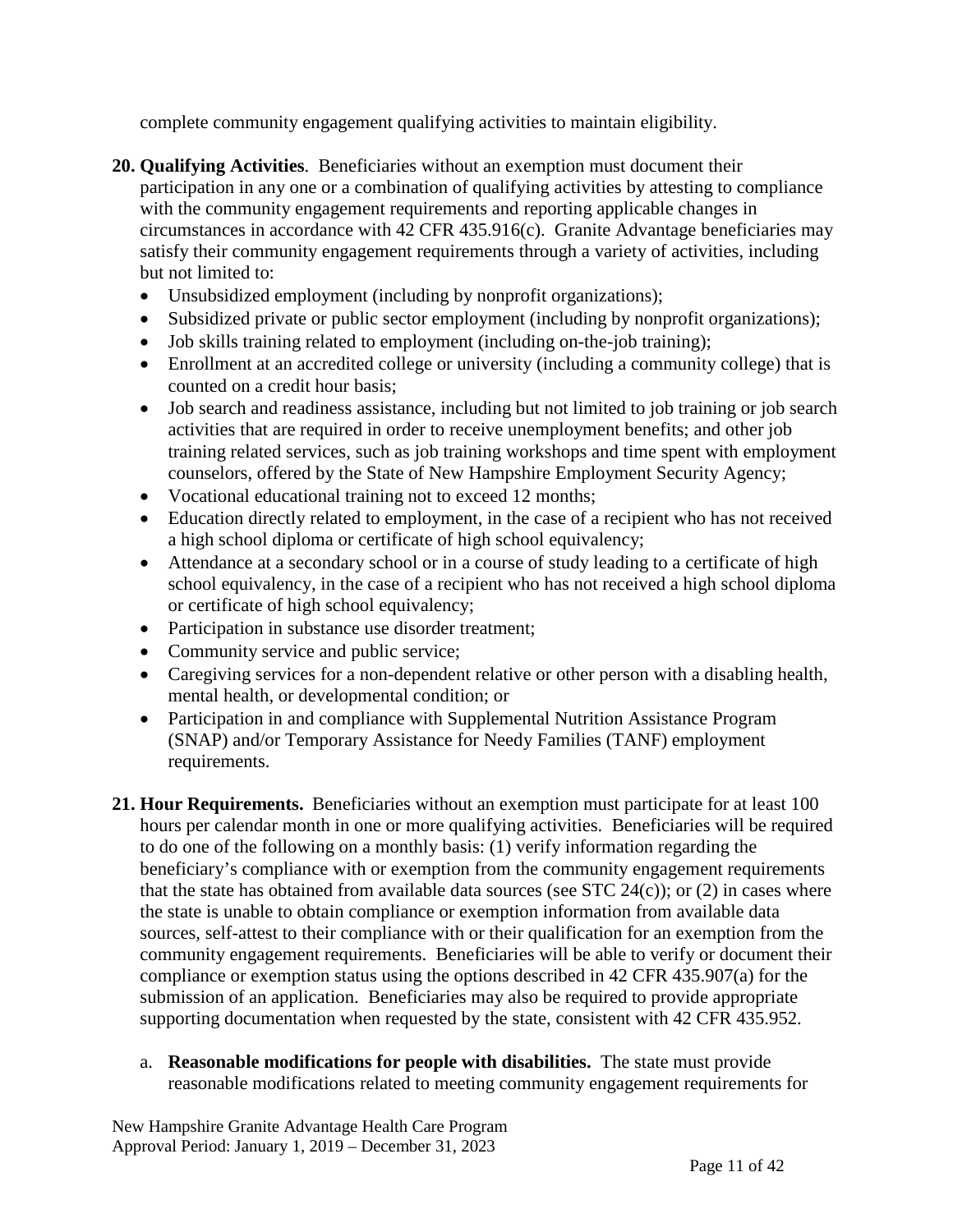complete community engagement qualifying activities to maintain eligibility.

20. **Qualifying Activities**. Beneficiaries without an exemption must document their participation in any one or a combination of qualifying activities by attesting to compliance with the community engagement requirements and reporting applicable changes in circumstances in accordance with 42 CFR 435.916(c). Granite Advantage beneficiaries may satisfy their community engagement requirements through a variety of activities, including but not limited to:
    - Unsubsidized employment (including by nonprofit organizations);
    - Subsidized private or public sector employment (including by nonprofit organizations);
    - Job skills training related to employment (including on-the-job training);
    - Enrollment at an accredited college or university (including a community college) that is counted on a credit hour basis;
    - Job search and readiness assistance, including but not limited to job training or job search activities that are required in order to receive unemployment benefits; and other job training related services, such as job training workshops and time spent with employment counselors, offered by the State of New Hampshire Employment Security Agency;
    - Vocational educational training not to exceed 12 months;
    - Education directly related to employment, in the case of a recipient who has not received a high school diploma or certificate of high school equivalency;
    - Attendance at a secondary school or in a course of study leading to a certificate of high school equivalency, in the case of a recipient who has not received a high school diploma or certificate of high school equivalency;
    - Participation in substance use disorder treatment;
    - Community service and public service;
    - Caregiving services for a non-dependent relative or other person with a disabling health, mental health, or developmental condition; or
    - Participation in and compliance with Supplemental Nutrition Assistance Program (SNAP) and/or Temporary Assistance for Needy Families (TANF) employment requirements.

21. **Hour Requirements.** Beneficiaries without an exemption must participate for at least 100 hours per calendar month in one or more qualifying activities. Beneficiaries will be required to do one of the following on a monthly basis: (1) verify information regarding the beneficiary's compliance with or exemption from the community engagement requirements that the state has obtained from available data sources (see STC 24(c)); or (2) in cases where the state is unable to obtain compliance or exemption information from available data sources, self-attest to their compliance with or their qualification for an exemption from the community engagement requirements. Beneficiaries will be able to verify or document their compliance or exemption status using the options described in 42 CFR 435.907(a) for the submission of an application. Beneficiaries may also be required to provide appropriate supporting documentation when requested by the state, consistent with 42 CFR 435.952.

    a. **Reasonable modifications for people with disabilities.** The state must provide reasonable modifications related to meeting community engagement requirements for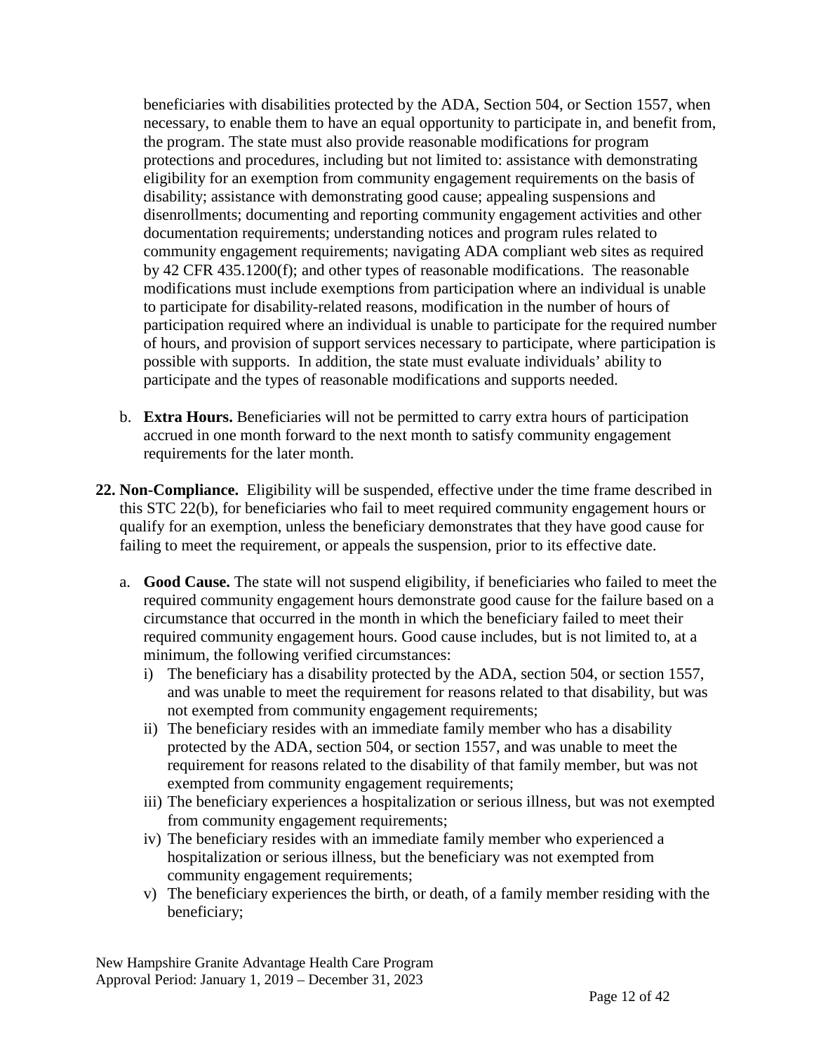beneficiaries with disabilities protected by the ADA, Section 504, or Section 1557, when necessary, to enable them to have an equal opportunity to participate in, and benefit from, the program. The state must also provide reasonable modifications for program protections and procedures, including but not limited to: assistance with demonstrating eligibility for an exemption from community engagement requirements on the basis of disability; assistance with demonstrating good cause; appealing suspensions and disenrollments; documenting and reporting community engagement activities and other documentation requirements; understanding notices and program rules related to community engagement requirements; navigating ADA compliant web sites as required by 42 CFR 435.1200(f); and other types of reasonable modifications. The reasonable modifications must include exemptions from participation where an individual is unable to participate for disability-related reasons, modification in the number of hours of participation required where an individual is unable to participate for the required number of hours, and provision of support services necessary to participate, where participation is possible with supports. In addition, the state must evaluate individuals' ability to participate and the types of reasonable modifications and supports needed.

b. **Extra Hours.** Beneficiaries will not be permitted to carry extra hours of participation accrued in one month forward to the next month to satisfy community engagement requirements for the later month.

**22. Non-Compliance.** Eligibility will be suspended, effective under the time frame described in this STC 22(b), for beneficiaries who fail to meet required community engagement hours or qualify for an exemption, unless the beneficiary demonstrates that they have good cause for failing to meet the requirement, or appeals the suspension, prior to its effective date.

a. **Good Cause.** The state will not suspend eligibility, if beneficiaries who failed to meet the required community engagement hours demonstrate good cause for the failure based on a circumstance that occurred in the month in which the beneficiary failed to meet their required community engagement hours. Good cause includes, but is not limited to, at a minimum, the following verified circumstances:

i) The beneficiary has a disability protected by the ADA, section 504, or section 1557, and was unable to meet the requirement for reasons related to that disability, but was not exempted from community engagement requirements;

ii) The beneficiary resides with an immediate family member who has a disability protected by the ADA, section 504, or section 1557, and was unable to meet the requirement for reasons related to the disability of that family member, but was not exempted from community engagement requirements;

iii) The beneficiary experiences a hospitalization or serious illness, but was not exempted from community engagement requirements;

iv) The beneficiary resides with an immediate family member who experienced a hospitalization or serious illness, but the beneficiary was not exempted from community engagement requirements;

v) The beneficiary experiences the birth, or death, of a family member residing with the beneficiary;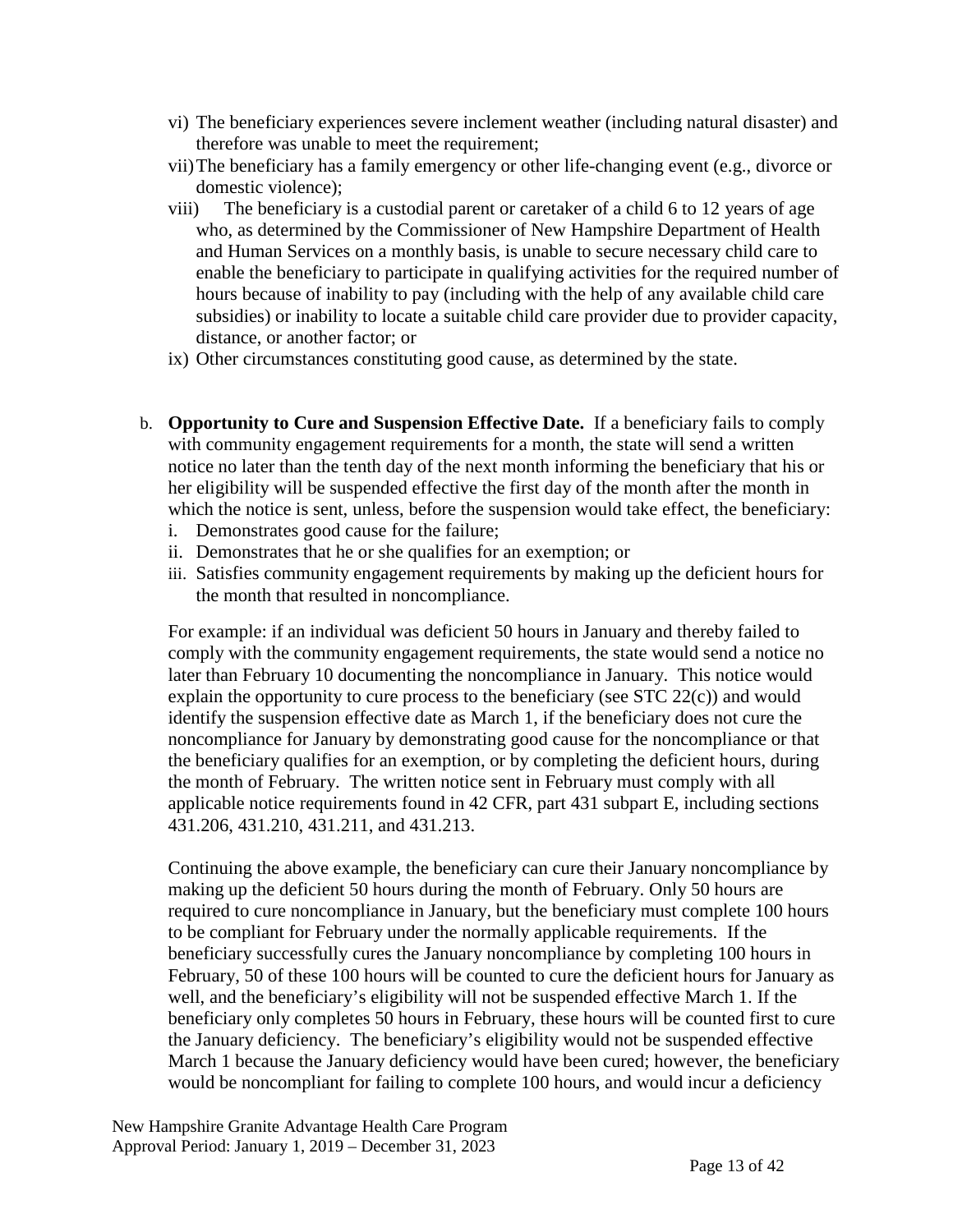vi) The beneficiary experiences severe inclement weather (including natural disaster) and therefore was unable to meet the requirement;

vii) The beneficiary has a family emergency or other life-changing event (e.g., divorce or domestic violence);

viii) The beneficiary is a custodial parent or caretaker of a child 6 to 12 years of age who, as determined by the Commissioner of New Hampshire Department of Health and Human Services on a monthly basis, is unable to secure necessary child care to enable the beneficiary to participate in qualifying activities for the required number of hours because of inability to pay (including with the help of any available child care subsidies) or inability to locate a suitable child care provider due to provider capacity, distance, or another factor; or

ix) Other circumstances constituting good cause, as determined by the state.

b. **Opportunity to Cure and Suspension Effective Date.** If a beneficiary fails to comply with community engagement requirements for a month, the state will send a written notice no later than the tenth day of the next month informing the beneficiary that his or her eligibility will be suspended effective the first day of the month after the month in which the notice is sent, unless, before the suspension would take effect, the beneficiary:

   i. Demonstrates good cause for the failure;
   ii. Demonstrates that he or she qualifies for an exemption; or
   iii. Satisfies community engagement requirements by making up the deficient hours for the month that resulted in noncompliance.

   For example: if an individual was deficient 50 hours in January and thereby failed to comply with the community engagement requirements, the state would send a notice no later than February 10 documenting the noncompliance in January. This notice would explain the opportunity to cure process to the beneficiary (see STC 22(c)) and would identify the suspension effective date as March 1, if the beneficiary does not cure the noncompliance for January by demonstrating good cause for the noncompliance or that the beneficiary qualifies for an exemption, or by completing the deficient hours, during the month of February. The written notice sent in February must comply with all applicable notice requirements found in 42 CFR, part 431 subpart E, including sections 431.206, 431.210, 431.211, and 431.213.

   Continuing the above example, the beneficiary can cure their January noncompliance by making up the deficient 50 hours during the month of February. Only 50 hours are required to cure noncompliance in January, but the beneficiary must complete 100 hours to be compliant for February under the normally applicable requirements. If the beneficiary successfully cures the January noncompliance by completing 100 hours in February, 50 of these 100 hours will be counted to cure the deficient hours for January as well, and the beneficiary's eligibility will not be suspended effective March 1. If the beneficiary only completes 50 hours in February, these hours will be counted first to cure the January deficiency. The beneficiary's eligibility would not be suspended effective March 1 because the January deficiency would have been cured; however, the beneficiary would be noncompliant for failing to complete 100 hours, and would incur a deficiency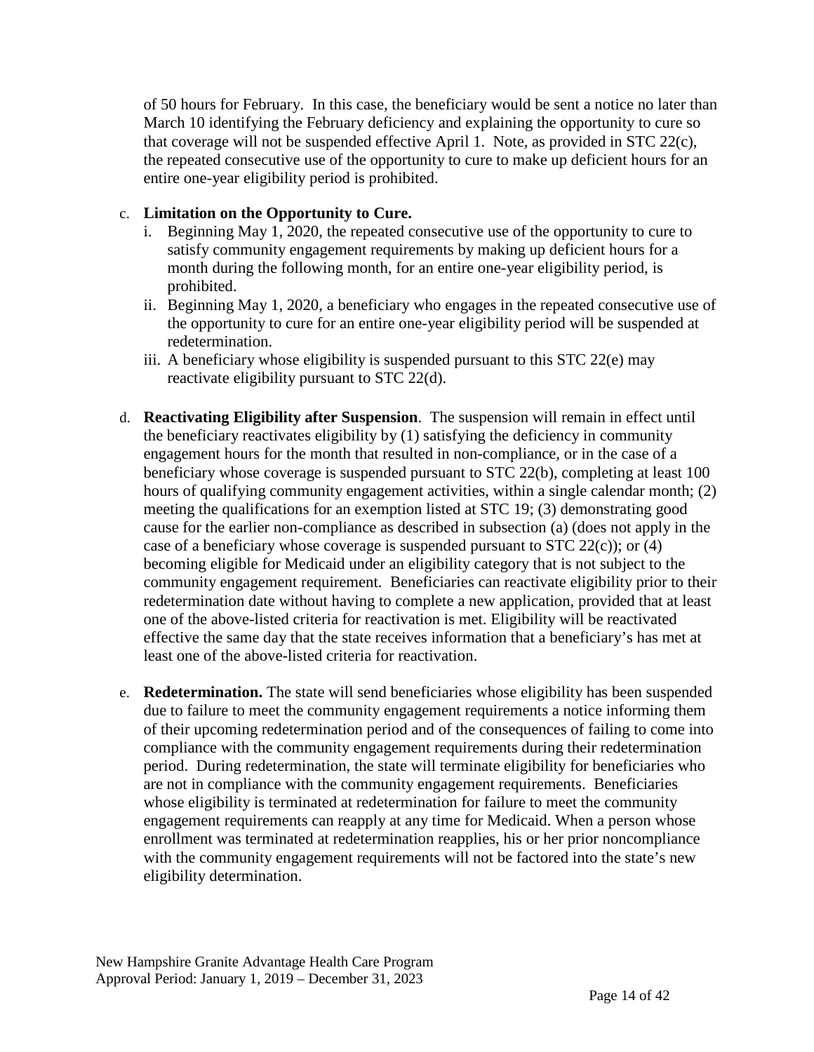of 50 hours for February. In this case, the beneficiary would be sent a notice no later than March 10 identifying the February deficiency and explaining the opportunity to cure so that coverage will not be suspended effective April 1. Note, as provided in STC 22(c), the repeated consecutive use of the opportunity to cure to make up deficient hours for an entire one-year eligibility period is prohibited.

c. **Limitation on the Opportunity to Cure.**
   i. Beginning May 1, 2020, the repeated consecutive use of the opportunity to cure to satisfy community engagement requirements by making up deficient hours for a month during the following month, for an entire one-year eligibility period, is prohibited.
   ii. Beginning May 1, 2020, a beneficiary who engages in the repeated consecutive use of the opportunity to cure for an entire one-year eligibility period will be suspended at redetermination.
   iii. A beneficiary whose eligibility is suspended pursuant to this STC 22(e) may reactivate eligibility pursuant to STC 22(d).

d. **Reactivating Eligibility after Suspension**. The suspension will remain in effect until the beneficiary reactivates eligibility by (1) satisfying the deficiency in community engagement hours for the month that resulted in non-compliance, or in the case of a beneficiary whose coverage is suspended pursuant to STC 22(b), completing at least 100 hours of qualifying community engagement activities, within a single calendar month; (2) meeting the qualifications for an exemption listed at STC 19; (3) demonstrating good cause for the earlier non-compliance as described in subsection (a) (does not apply in the case of a beneficiary whose coverage is suspended pursuant to STC 22(c)); or (4) becoming eligible for Medicaid under an eligibility category that is not subject to the community engagement requirement. Beneficiaries can reactivate eligibility prior to their redetermination date without having to complete a new application, provided that at least one of the above-listed criteria for reactivation is met. Eligibility will be reactivated effective the same day that the state receives information that a beneficiary's has met at least one of the above-listed criteria for reactivation.

e. **Redetermination.** The state will send beneficiaries whose eligibility has been suspended due to failure to meet the community engagement requirements a notice informing them of their upcoming redetermination period and of the consequences of failing to come into compliance with the community engagement requirements during their redetermination period. During redetermination, the state will terminate eligibility for beneficiaries who are not in compliance with the community engagement requirements. Beneficiaries whose eligibility is terminated at redetermination for failure to meet the community engagement requirements can reapply at any time for Medicaid. When a person whose enrollment was terminated at redetermination reapplies, his or her prior noncompliance with the community engagement requirements will not be factored into the state's new eligibility determination.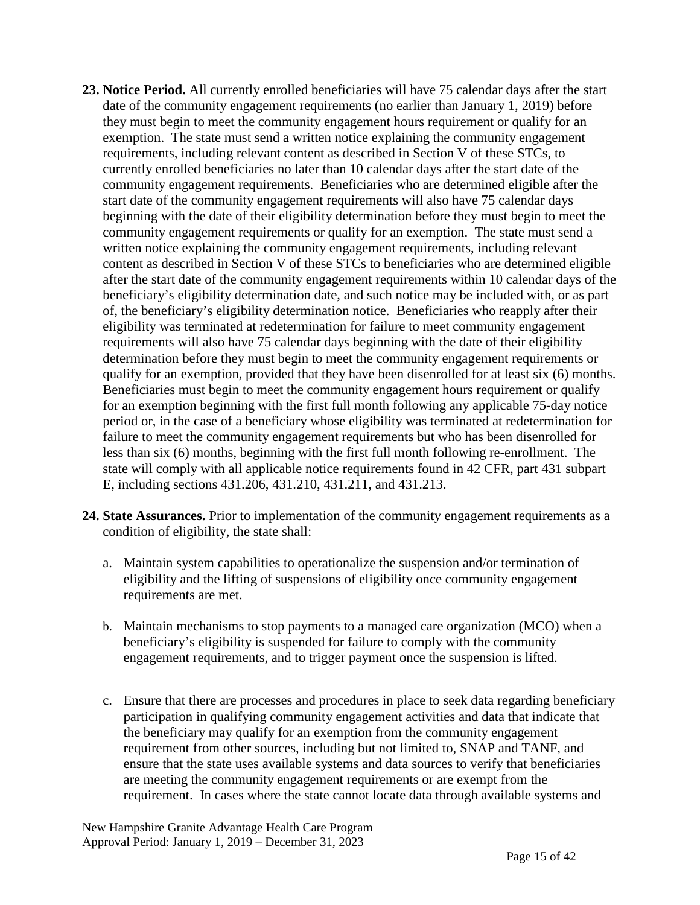23. **Notice Period.** All currently enrolled beneficiaries will have 75 calendar days after the start date of the community engagement requirements (no earlier than January 1, 2019) before they must begin to meet the community engagement hours requirement or qualify for an exemption. The state must send a written notice explaining the community engagement requirements, including relevant content as described in Section V of these STCs, to currently enrolled beneficiaries no later than 10 calendar days after the start date of the community engagement requirements. Beneficiaries who are determined eligible after the start date of the community engagement requirements will also have 75 calendar days beginning with the date of their eligibility determination before they must begin to meet the community engagement requirements or qualify for an exemption. The state must send a written notice explaining the community engagement requirements, including relevant content as described in Section V of these STCs to beneficiaries who are determined eligible after the start date of the community engagement requirements within 10 calendar days of the beneficiary's eligibility determination date, and such notice may be included with, or as part of, the beneficiary's eligibility determination notice. Beneficiaries who reapply after their eligibility was terminated at redetermination for failure to meet community engagement requirements will also have 75 calendar days beginning with the date of their eligibility determination before they must begin to meet the community engagement requirements or qualify for an exemption, provided that they have been disenrolled for at least six (6) months. Beneficiaries must begin to meet the community engagement hours requirement or qualify for an exemption beginning with the first full month following any applicable 75-day notice period or, in the case of a beneficiary whose eligibility was terminated at redetermination for failure to meet the community engagement requirements but who has been disenrolled for less than six (6) months, beginning with the first full month following re-enrollment. The state will comply with all applicable notice requirements found in 42 CFR, part 431 subpart E, including sections 431.206, 431.210, 431.211, and 431.213.

24. **State Assurances.** Prior to implementation of the community engagement requirements as a condition of eligibility, the state shall:

    a. Maintain system capabilities to operationalize the suspension and/or termination of eligibility and the lifting of suspensions of eligibility once community engagement requirements are met.

    b. Maintain mechanisms to stop payments to a managed care organization (MCO) when a beneficiary's eligibility is suspended for failure to comply with the community engagement requirements, and to trigger payment once the suspension is lifted.

    c. Ensure that there are processes and procedures in place to seek data regarding beneficiary participation in qualifying community engagement activities and data that indicate that the beneficiary may qualify for an exemption from the community engagement requirement from other sources, including but not limited to, SNAP and TANF, and ensure that the state uses available systems and data sources to verify that beneficiaries are meeting the community engagement requirements or are exempt from the requirement. In cases where the state cannot locate data through available systems and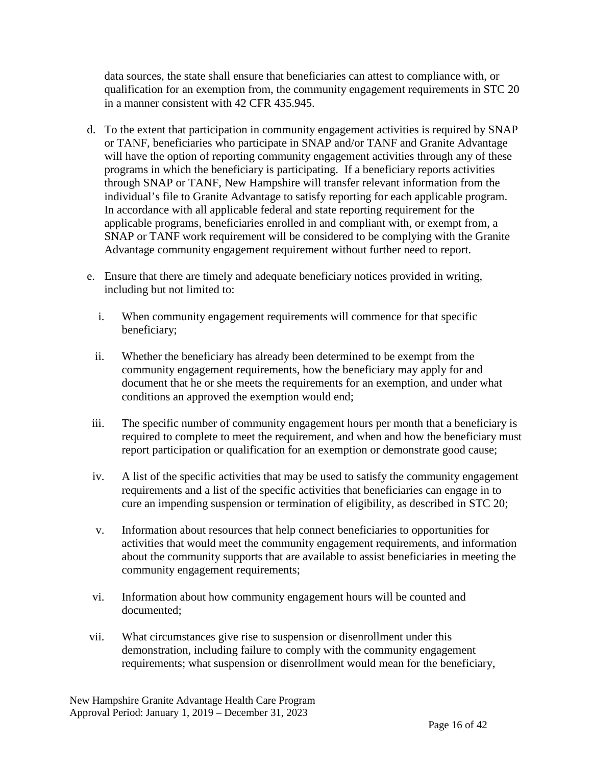data sources, the state shall ensure that beneficiaries can attest to compliance with, or qualification for an exemption from, the community engagement requirements in STC 20 in a manner consistent with 42 CFR 435.945.

d. To the extent that participation in community engagement activities is required by SNAP or TANF, beneficiaries who participate in SNAP and/or TANF and Granite Advantage will have the option of reporting community engagement activities through any of these programs in which the beneficiary is participating. If a beneficiary reports activities through SNAP or TANF, New Hampshire will transfer relevant information from the individual's file to Granite Advantage to satisfy reporting for each applicable program. In accordance with all applicable federal and state reporting requirement for the applicable programs, beneficiaries enrolled in and compliant with, or exempt from, a SNAP or TANF work requirement will be considered to be complying with the Granite Advantage community engagement requirement without further need to report.

e. Ensure that there are timely and adequate beneficiary notices provided in writing, including but not limited to:

   i. When community engagement requirements will commence for that specific beneficiary;

   ii. Whether the beneficiary has already been determined to be exempt from the community engagement requirements, how the beneficiary may apply for and document that he or she meets the requirements for an exemption, and under what conditions an approved the exemption would end;

   iii. The specific number of community engagement hours per month that a beneficiary is required to complete to meet the requirement, and when and how the beneficiary must report participation or qualification for an exemption or demonstrate good cause;

   iv. A list of the specific activities that may be used to satisfy the community engagement requirements and a list of the specific activities that beneficiaries can engage in to cure an impending suspension or termination of eligibility, as described in STC 20;

   v. Information about resources that help connect beneficiaries to opportunities for activities that would meet the community engagement requirements, and information about the community supports that are available to assist beneficiaries in meeting the community engagement requirements;

   vi. Information about how community engagement hours will be counted and documented;

   vii. What circumstances give rise to suspension or disenrollment under this demonstration, including failure to comply with the community engagement requirements; what suspension or disenrollment would mean for the beneficiary,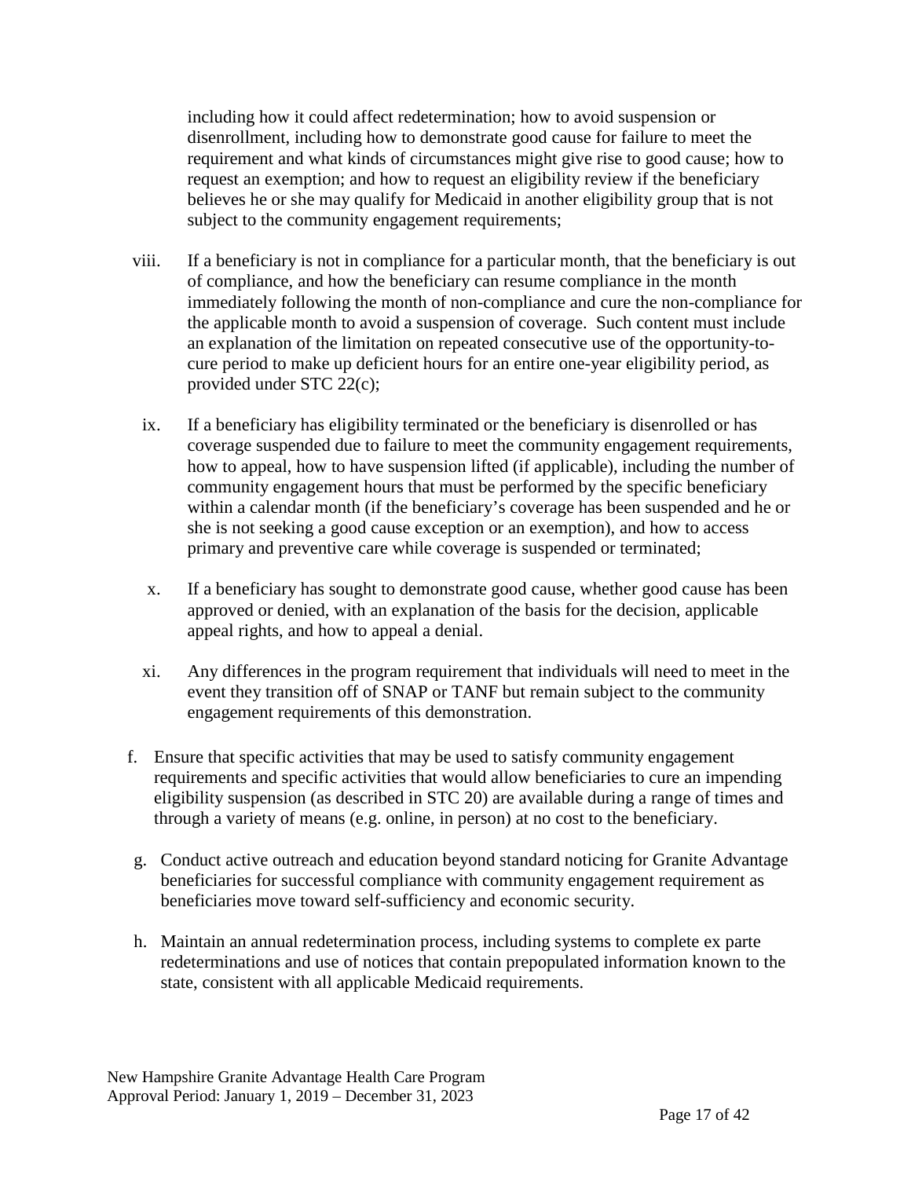including how it could affect redetermination; how to avoid suspension or disenrollment, including how to demonstrate good cause for failure to meet the requirement and what kinds of circumstances might give rise to good cause; how to request an exemption; and how to request an eligibility review if the beneficiary believes he or she may qualify for Medicaid in another eligibility group that is not subject to the community engagement requirements;

viii. If a beneficiary is not in compliance for a particular month, that the beneficiary is out of compliance, and how the beneficiary can resume compliance in the month immediately following the month of non-compliance and cure the non-compliance for the applicable month to avoid a suspension of coverage. Such content must include an explanation of the limitation on repeated consecutive use of the opportunity-to-cure period to make up deficient hours for an entire one-year eligibility period, as provided under STC 22(c);

ix. If a beneficiary has eligibility terminated or the beneficiary is disenrolled or has coverage suspended due to failure to meet the community engagement requirements, how to appeal, how to have suspension lifted (if applicable), including the number of community engagement hours that must be performed by the specific beneficiary within a calendar month (if the beneficiary's coverage has been suspended and he or she is not seeking a good cause exception or an exemption), and how to access primary and preventive care while coverage is suspended or terminated;

x. If a beneficiary has sought to demonstrate good cause, whether good cause has been approved or denied, with an explanation of the basis for the decision, applicable appeal rights, and how to appeal a denial.

xi. Any differences in the program requirement that individuals will need to meet in the event they transition off of SNAP or TANF but remain subject to the community engagement requirements of this demonstration.

f. Ensure that specific activities that may be used to satisfy community engagement requirements and specific activities that would allow beneficiaries to cure an impending eligibility suspension (as described in STC 20) are available during a range of times and through a variety of means (e.g. online, in person) at no cost to the beneficiary.

g. Conduct active outreach and education beyond standard noticing for Granite Advantage beneficiaries for successful compliance with community engagement requirement as beneficiaries move toward self-sufficiency and economic security.

h. Maintain an annual redetermination process, including systems to complete ex parte redeterminations and use of notices that contain prepopulated information known to the state, consistent with all applicable Medicaid requirements.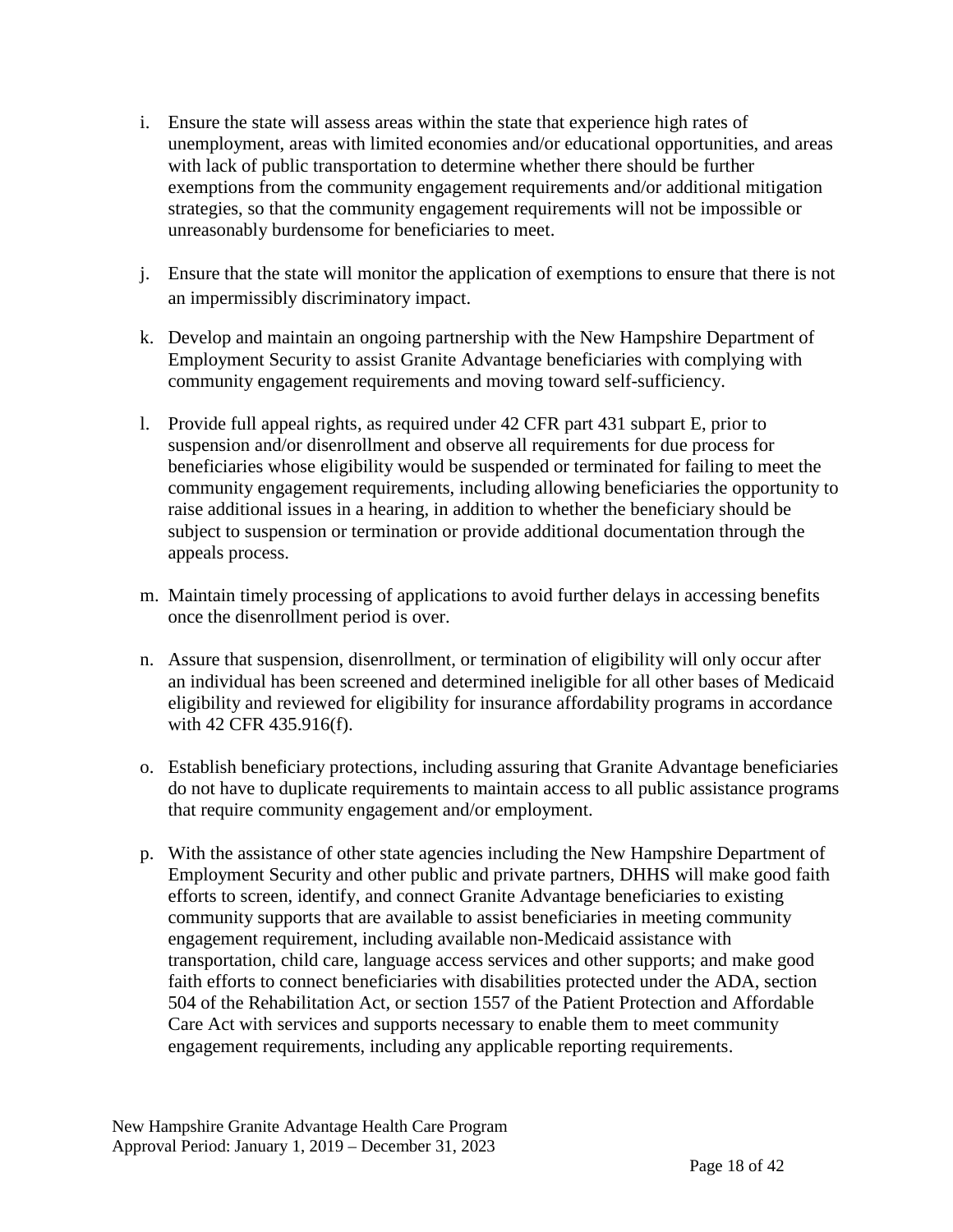i. Ensure the state will assess areas within the state that experience high rates of unemployment, areas with limited economies and/or educational opportunities, and areas with lack of public transportation to determine whether there should be further exemptions from the community engagement requirements and/or additional mitigation strategies, so that the community engagement requirements will not be impossible or unreasonably burdensome for beneficiaries to meet.

j. Ensure that the state will monitor the application of exemptions to ensure that there is not an impermissibly discriminatory impact.

k. Develop and maintain an ongoing partnership with the New Hampshire Department of Employment Security to assist Granite Advantage beneficiaries with complying with community engagement requirements and moving toward self-sufficiency.

l. Provide full appeal rights, as required under 42 CFR part 431 subpart E, prior to suspension and/or disenrollment and observe all requirements for due process for beneficiaries whose eligibility would be suspended or terminated for failing to meet the community engagement requirements, including allowing beneficiaries the opportunity to raise additional issues in a hearing, in addition to whether the beneficiary should be subject to suspension or termination or provide additional documentation through the appeals process.

m. Maintain timely processing of applications to avoid further delays in accessing benefits once the disenrollment period is over.

n. Assure that suspension, disenrollment, or termination of eligibility will only occur after an individual has been screened and determined ineligible for all other bases of Medicaid eligibility and reviewed for eligibility for insurance affordability programs in accordance with 42 CFR 435.916(f).

o. Establish beneficiary protections, including assuring that Granite Advantage beneficiaries do not have to duplicate requirements to maintain access to all public assistance programs that require community engagement and/or employment.

p. With the assistance of other state agencies including the New Hampshire Department of Employment Security and other public and private partners, DHHS will make good faith efforts to screen, identify, and connect Granite Advantage beneficiaries to existing community supports that are available to assist beneficiaries in meeting community engagement requirement, including available non-Medicaid assistance with transportation, child care, language access services and other supports; and make good faith efforts to connect beneficiaries with disabilities protected under the ADA, section 504 of the Rehabilitation Act, or section 1557 of the Patient Protection and Affordable Care Act with services and supports necessary to enable them to meet community engagement requirements, including any applicable reporting requirements.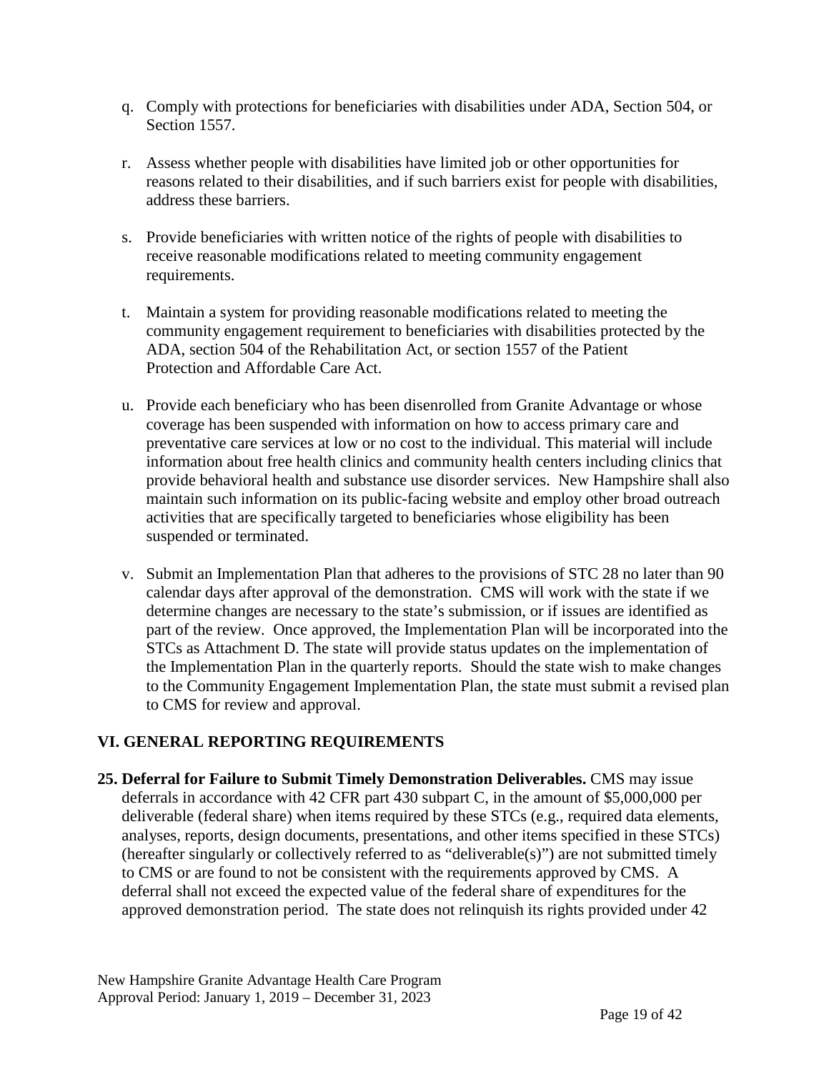q. Comply with protections for beneficiaries with disabilities under ADA, Section 504, or Section 1557.

r. Assess whether people with disabilities have limited job or other opportunities for reasons related to their disabilities, and if such barriers exist for people with disabilities, address these barriers.

s. Provide beneficiaries with written notice of the rights of people with disabilities to receive reasonable modifications related to meeting community engagement requirements.

t. Maintain a system for providing reasonable modifications related to meeting the community engagement requirement to beneficiaries with disabilities protected by the ADA, section 504 of the Rehabilitation Act, or section 1557 of the Patient Protection and Affordable Care Act.

u. Provide each beneficiary who has been disenrolled from Granite Advantage or whose coverage has been suspended with information on how to access primary care and preventative care services at low or no cost to the individual. This material will include information about free health clinics and community health centers including clinics that provide behavioral health and substance use disorder services. New Hampshire shall also maintain such information on its public-facing website and employ other broad outreach activities that are specifically targeted to beneficiaries whose eligibility has been suspended or terminated.

v. Submit an Implementation Plan that adheres to the provisions of STC 28 no later than 90 calendar days after approval of the demonstration. CMS will work with the state if we determine changes are necessary to the state's submission, or if issues are identified as part of the review. Once approved, the Implementation Plan will be incorporated into the STCs as Attachment D. The state will provide status updates on the implementation of the Implementation Plan in the quarterly reports. Should the state wish to make changes to the Community Engagement Implementation Plan, the state must submit a revised plan to CMS for review and approval.

## VI. GENERAL REPORTING REQUIREMENTS

**25. Deferral for Failure to Submit Timely Demonstration Deliverables.** CMS may issue deferrals in accordance with 42 CFR part 430 subpart C, in the amount of $5,000,000 per deliverable (federal share) when items required by these STCs (e.g., required data elements, analyses, reports, design documents, presentations, and other items specified in these STCs) (hereafter singularly or collectively referred to as "deliverable(s)") are not submitted timely to CMS or are found to not be consistent with the requirements approved by CMS. A deferral shall not exceed the expected value of the federal share of expenditures for the approved demonstration period. The state does not relinquish its rights provided under 42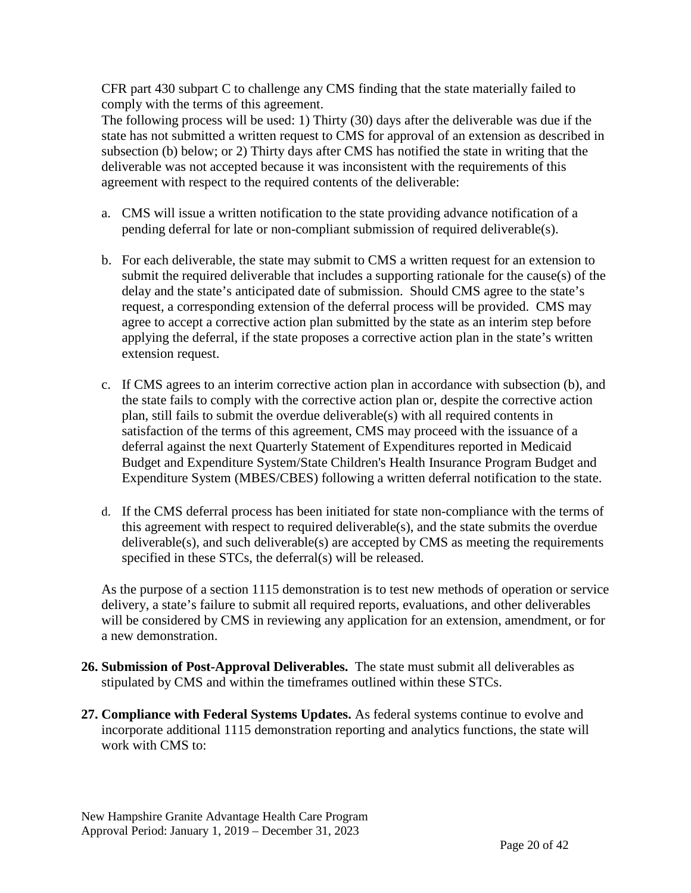CFR part 430 subpart C to challenge any CMS finding that the state materially failed to comply with the terms of this agreement.

The following process will be used: 1) Thirty (30) days after the deliverable was due if the state has not submitted a written request to CMS for approval of an extension as described in subsection (b) below; or 2) Thirty days after CMS has notified the state in writing that the deliverable was not accepted because it was inconsistent with the requirements of this agreement with respect to the required contents of the deliverable:

a. CMS will issue a written notification to the state providing advance notification of a pending deferral for late or non-compliant submission of required deliverable(s).

b. For each deliverable, the state may submit to CMS a written request for an extension to submit the required deliverable that includes a supporting rationale for the cause(s) of the delay and the state's anticipated date of submission. Should CMS agree to the state's request, a corresponding extension of the deferral process will be provided. CMS may agree to accept a corrective action plan submitted by the state as an interim step before applying the deferral, if the state proposes a corrective action plan in the state's written extension request.

c. If CMS agrees to an interim corrective action plan in accordance with subsection (b), and the state fails to comply with the corrective action plan or, despite the corrective action plan, still fails to submit the overdue deliverable(s) with all required contents in satisfaction of the terms of this agreement, CMS may proceed with the issuance of a deferral against the next Quarterly Statement of Expenditures reported in Medicaid Budget and Expenditure System/State Children's Health Insurance Program Budget and Expenditure System (MBES/CBES) following a written deferral notification to the state.

d. If the CMS deferral process has been initiated for state non-compliance with the terms of this agreement with respect to required deliverable(s), and the state submits the overdue deliverable(s), and such deliverable(s) are accepted by CMS as meeting the requirements specified in these STCs, the deferral(s) will be released.

As the purpose of a section 1115 demonstration is to test new methods of operation or service delivery, a state's failure to submit all required reports, evaluations, and other deliverables will be considered by CMS in reviewing any application for an extension, amendment, or for a new demonstration.

26. **Submission of Post-Approval Deliverables.** The state must submit all deliverables as stipulated by CMS and within the timeframes outlined within these STCs.

27. **Compliance with Federal Systems Updates.** As federal systems continue to evolve and incorporate additional 1115 demonstration reporting and analytics functions, the state will work with CMS to: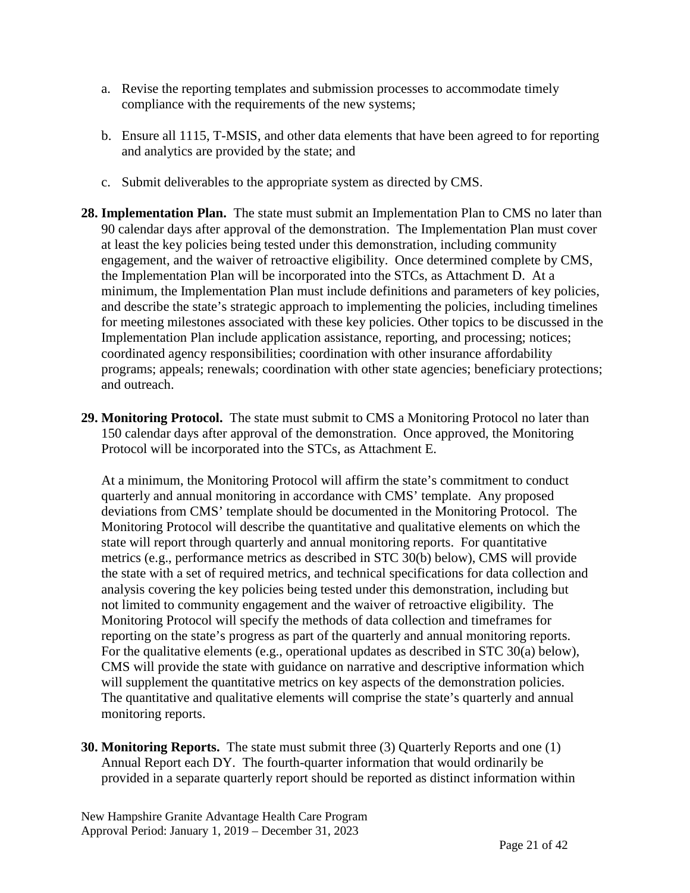a. Revise the reporting templates and submission processes to accommodate timely compliance with the requirements of the new systems;

b. Ensure all 1115, T-MSIS, and other data elements that have been agreed to for reporting and analytics are provided by the state; and

c. Submit deliverables to the appropriate system as directed by CMS.

**28. Implementation Plan.** The state must submit an Implementation Plan to CMS no later than 90 calendar days after approval of the demonstration. The Implementation Plan must cover at least the key policies being tested under this demonstration, including community engagement, and the waiver of retroactive eligibility. Once determined complete by CMS, the Implementation Plan will be incorporated into the STCs, as Attachment D. At a minimum, the Implementation Plan must include definitions and parameters of key policies, and describe the state's strategic approach to implementing the policies, including timelines for meeting milestones associated with these key policies. Other topics to be discussed in the Implementation Plan include application assistance, reporting, and processing; notices; coordinated agency responsibilities; coordination with other insurance affordability programs; appeals; renewals; coordination with other state agencies; beneficiary protections; and outreach.

**29. Monitoring Protocol.** The state must submit to CMS a Monitoring Protocol no later than 150 calendar days after approval of the demonstration. Once approved, the Monitoring Protocol will be incorporated into the STCs, as Attachment E.

At a minimum, the Monitoring Protocol will affirm the state's commitment to conduct quarterly and annual monitoring in accordance with CMS' template. Any proposed deviations from CMS' template should be documented in the Monitoring Protocol. The Monitoring Protocol will describe the quantitative and qualitative elements on which the state will report through quarterly and annual monitoring reports. For quantitative metrics (e.g., performance metrics as described in STC 30(b) below), CMS will provide the state with a set of required metrics, and technical specifications for data collection and analysis covering the key policies being tested under this demonstration, including but not limited to community engagement and the waiver of retroactive eligibility. The Monitoring Protocol will specify the methods of data collection and timeframes for reporting on the state's progress as part of the quarterly and annual monitoring reports. For the qualitative elements (e.g., operational updates as described in STC 30(a) below), CMS will provide the state with guidance on narrative and descriptive information which will supplement the quantitative metrics on key aspects of the demonstration policies. The quantitative and qualitative elements will comprise the state's quarterly and annual monitoring reports.

**30. Monitoring Reports.** The state must submit three (3) Quarterly Reports and one (1) Annual Report each DY. The fourth-quarter information that would ordinarily be provided in a separate quarterly report should be reported as distinct information within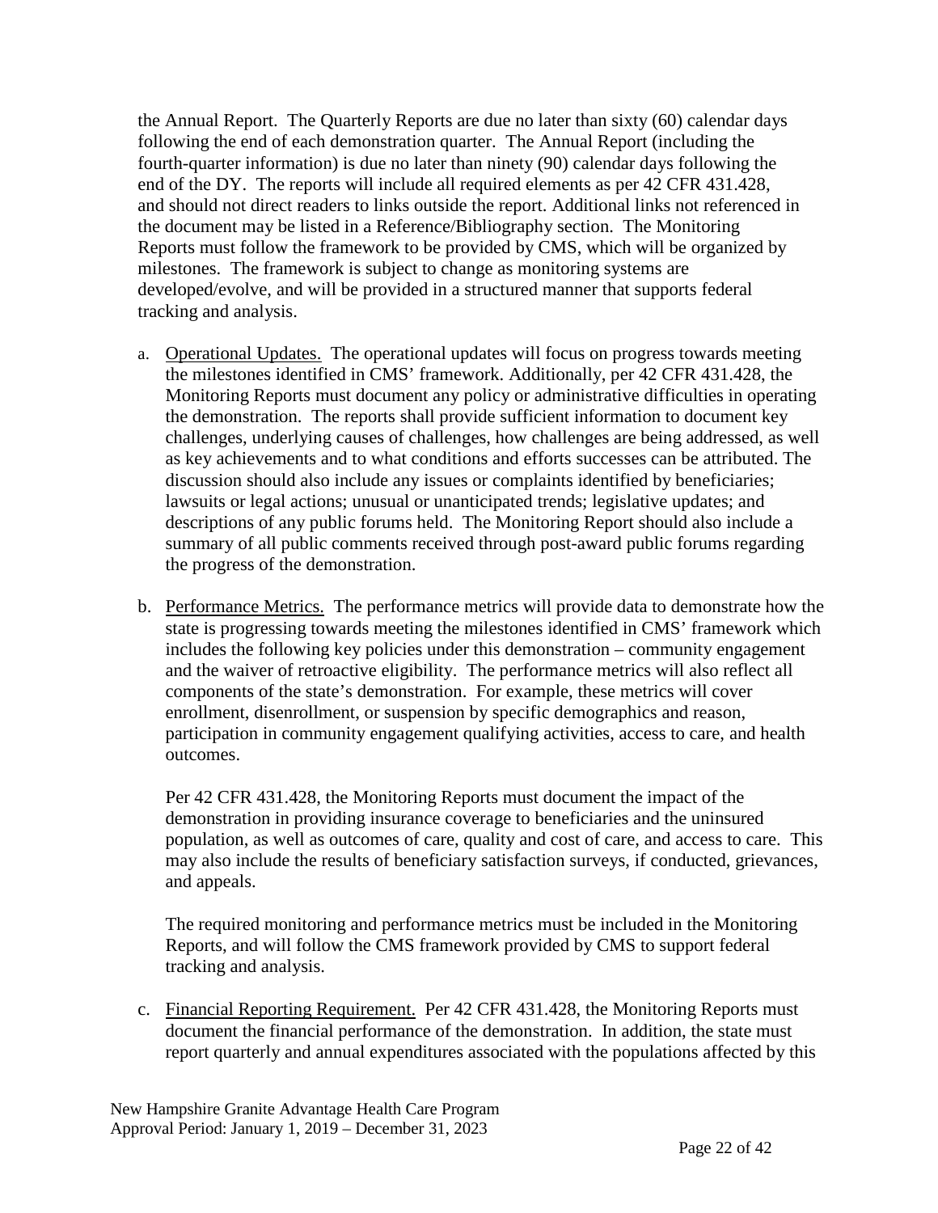the Annual Report. The Quarterly Reports are due no later than sixty (60) calendar days following the end of each demonstration quarter. The Annual Report (including the fourth-quarter information) is due no later than ninety (90) calendar days following the end of the DY. The reports will include all required elements as per 42 CFR 431.428, and should not direct readers to links outside the report. Additional links not referenced in the document may be listed in a Reference/Bibliography section. The Monitoring Reports must follow the framework to be provided by CMS, which will be organized by milestones. The framework is subject to change as monitoring systems are developed/evolve, and will be provided in a structured manner that supports federal tracking and analysis.

a. Operational Updates. The operational updates will focus on progress towards meeting the milestones identified in CMS' framework. Additionally, per 42 CFR 431.428, the Monitoring Reports must document any policy or administrative difficulties in operating the demonstration. The reports shall provide sufficient information to document key challenges, underlying causes of challenges, how challenges are being addressed, as well as key achievements and to what conditions and efforts successes can be attributed. The discussion should also include any issues or complaints identified by beneficiaries; lawsuits or legal actions; unusual or unanticipated trends; legislative updates; and descriptions of any public forums held. The Monitoring Report should also include a summary of all public comments received through post-award public forums regarding the progress of the demonstration.

b. Performance Metrics. The performance metrics will provide data to demonstrate how the state is progressing towards meeting the milestones identified in CMS' framework which includes the following key policies under this demonstration – community engagement and the waiver of retroactive eligibility. The performance metrics will also reflect all components of the state's demonstration. For example, these metrics will cover enrollment, disenrollment, or suspension by specific demographics and reason, participation in community engagement qualifying activities, access to care, and health outcomes.

   Per 42 CFR 431.428, the Monitoring Reports must document the impact of the demonstration in providing insurance coverage to beneficiaries and the uninsured population, as well as outcomes of care, quality and cost of care, and access to care. This may also include the results of beneficiary satisfaction surveys, if conducted, grievances, and appeals.

   The required monitoring and performance metrics must be included in the Monitoring Reports, and will follow the CMS framework provided by CMS to support federal tracking and analysis.

c. Financial Reporting Requirement. Per 42 CFR 431.428, the Monitoring Reports must document the financial performance of the demonstration. In addition, the state must report quarterly and annual expenditures associated with the populations affected by this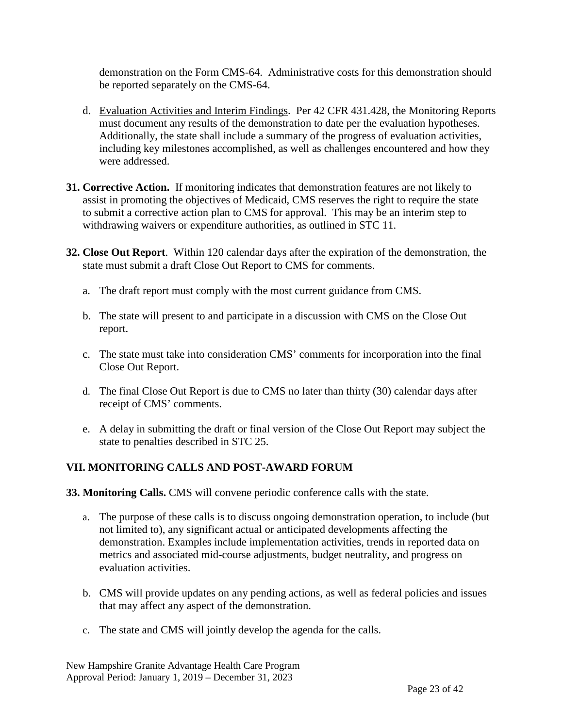demonstration on the Form CMS-64. Administrative costs for this demonstration should be reported separately on the CMS-64.

d. Evaluation Activities and Interim Findings. Per 42 CFR 431.428, the Monitoring Reports must document any results of the demonstration to date per the evaluation hypotheses. Additionally, the state shall include a summary of the progress of evaluation activities, including key milestones accomplished, as well as challenges encountered and how they were addressed.

**31. Corrective Action.** If monitoring indicates that demonstration features are not likely to assist in promoting the objectives of Medicaid, CMS reserves the right to require the state to submit a corrective action plan to CMS for approval. This may be an interim step to withdrawing waivers or expenditure authorities, as outlined in STC 11.

**32. Close Out Report**. Within 120 calendar days after the expiration of the demonstration, the state must submit a draft Close Out Report to CMS for comments.

a. The draft report must comply with the most current guidance from CMS.

b. The state will present to and participate in a discussion with CMS on the Close Out report.

c. The state must take into consideration CMS' comments for incorporation into the final Close Out Report.

d. The final Close Out Report is due to CMS no later than thirty (30) calendar days after receipt of CMS' comments.

e. A delay in submitting the draft or final version of the Close Out Report may subject the state to penalties described in STC 25.

## VII. MONITORING CALLS AND POST-AWARD FORUM

**33. Monitoring Calls.** CMS will convene periodic conference calls with the state.

a. The purpose of these calls is to discuss ongoing demonstration operation, to include (but not limited to), any significant actual or anticipated developments affecting the demonstration. Examples include implementation activities, trends in reported data on metrics and associated mid-course adjustments, budget neutrality, and progress on evaluation activities.

b. CMS will provide updates on any pending actions, as well as federal policies and issues that may affect any aspect of the demonstration.

c. The state and CMS will jointly develop the agenda for the calls.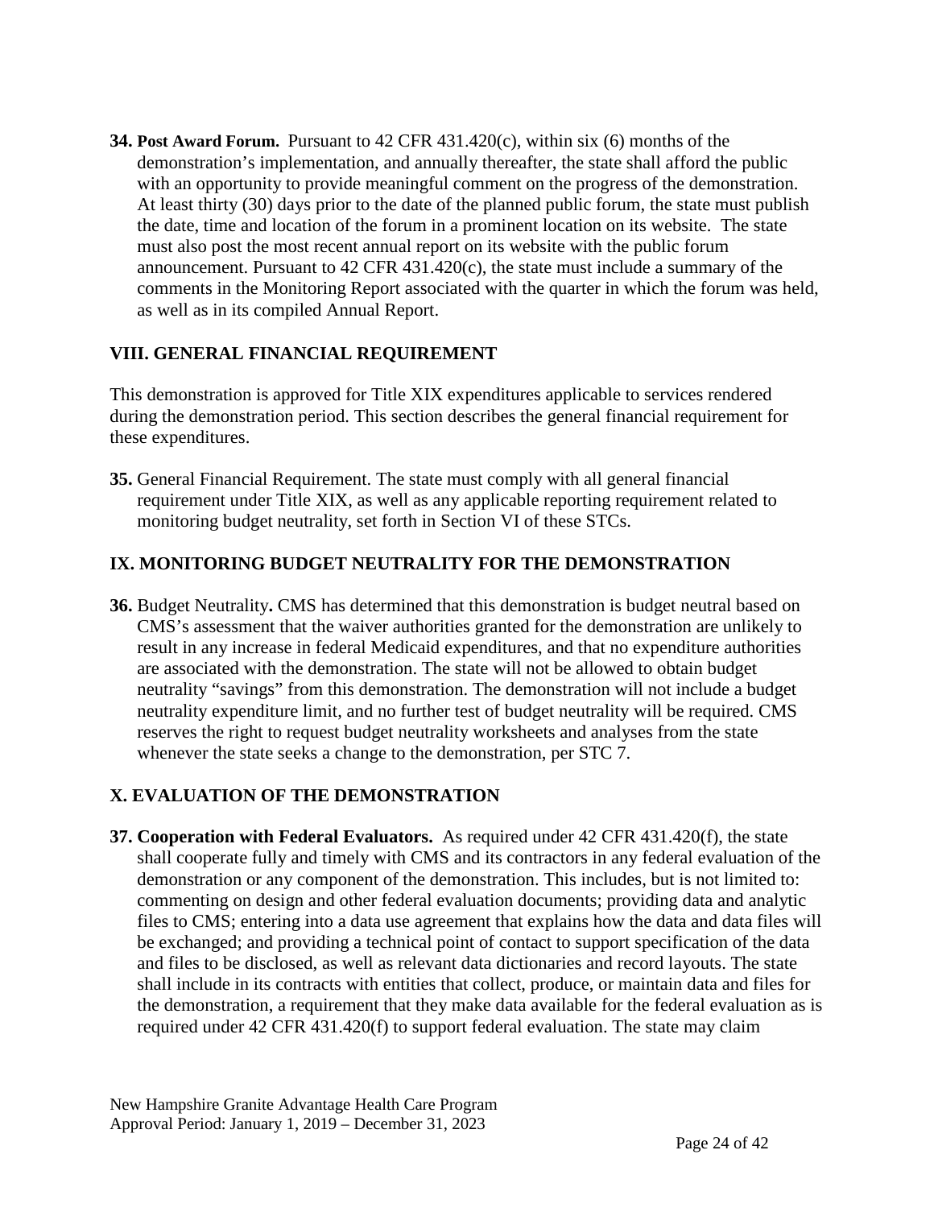**34. Post Award Forum.** Pursuant to 42 CFR 431.420(c), within six (6) months of the demonstration's implementation, and annually thereafter, the state shall afford the public with an opportunity to provide meaningful comment on the progress of the demonstration. At least thirty (30) days prior to the date of the planned public forum, the state must publish the date, time and location of the forum in a prominent location on its website. The state must also post the most recent annual report on its website with the public forum announcement. Pursuant to 42 CFR 431.420(c), the state must include a summary of the comments in the Monitoring Report associated with the quarter in which the forum was held, as well as in its compiled Annual Report.

## VIII. GENERAL FINANCIAL REQUIREMENT

This demonstration is approved for Title XIX expenditures applicable to services rendered during the demonstration period. This section describes the general financial requirement for these expenditures.

**35.** General Financial Requirement. The state must comply with all general financial requirement under Title XIX, as well as any applicable reporting requirement related to monitoring budget neutrality, set forth in Section VI of these STCs.

## IX. MONITORING BUDGET NEUTRALITY FOR THE DEMONSTRATION

**36.** Budget Neutrality**.** CMS has determined that this demonstration is budget neutral based on CMS's assessment that the waiver authorities granted for the demonstration are unlikely to result in any increase in federal Medicaid expenditures, and that no expenditure authorities are associated with the demonstration. The state will not be allowed to obtain budget neutrality "savings" from this demonstration. The demonstration will not include a budget neutrality expenditure limit, and no further test of budget neutrality will be required. CMS reserves the right to request budget neutrality worksheets and analyses from the state whenever the state seeks a change to the demonstration, per STC 7.

## X. EVALUATION OF THE DEMONSTRATION

**37. Cooperation with Federal Evaluators.** As required under 42 CFR 431.420(f), the state shall cooperate fully and timely with CMS and its contractors in any federal evaluation of the demonstration or any component of the demonstration. This includes, but is not limited to: commenting on design and other federal evaluation documents; providing data and analytic files to CMS; entering into a data use agreement that explains how the data and data files will be exchanged; and providing a technical point of contact to support specification of the data and files to be disclosed, as well as relevant data dictionaries and record layouts. The state shall include in its contracts with entities that collect, produce, or maintain data and files for the demonstration, a requirement that they make data available for the federal evaluation as is required under 42 CFR 431.420(f) to support federal evaluation. The state may claim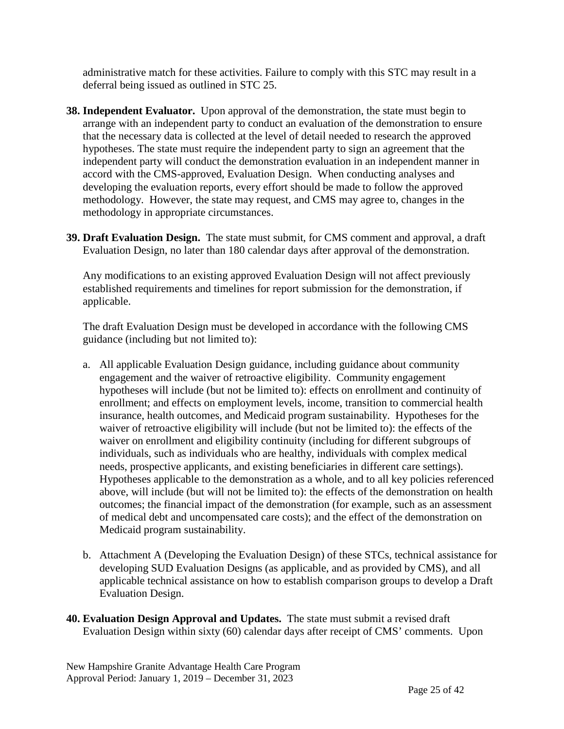administrative match for these activities. Failure to comply with this STC may result in a deferral being issued as outlined in STC 25.

**38. Independent Evaluator.** Upon approval of the demonstration, the state must begin to arrange with an independent party to conduct an evaluation of the demonstration to ensure that the necessary data is collected at the level of detail needed to research the approved hypotheses. The state must require the independent party to sign an agreement that the independent party will conduct the demonstration evaluation in an independent manner in accord with the CMS-approved, Evaluation Design. When conducting analyses and developing the evaluation reports, every effort should be made to follow the approved methodology. However, the state may request, and CMS may agree to, changes in the methodology in appropriate circumstances.

**39. Draft Evaluation Design.** The state must submit, for CMS comment and approval, a draft Evaluation Design, no later than 180 calendar days after approval of the demonstration.

Any modifications to an existing approved Evaluation Design will not affect previously established requirements and timelines for report submission for the demonstration, if applicable.

The draft Evaluation Design must be developed in accordance with the following CMS guidance (including but not limited to):

a. All applicable Evaluation Design guidance, including guidance about community engagement and the waiver of retroactive eligibility. Community engagement hypotheses will include (but not be limited to): effects on enrollment and continuity of enrollment; and effects on employment levels, income, transition to commercial health insurance, health outcomes, and Medicaid program sustainability. Hypotheses for the waiver of retroactive eligibility will include (but not be limited to): the effects of the waiver on enrollment and eligibility continuity (including for different subgroups of individuals, such as individuals who are healthy, individuals with complex medical needs, prospective applicants, and existing beneficiaries in different care settings). Hypotheses applicable to the demonstration as a whole, and to all key policies referenced above, will include (but will not be limited to): the effects of the demonstration on health outcomes; the financial impact of the demonstration (for example, such as an assessment of medical debt and uncompensated care costs); and the effect of the demonstration on Medicaid program sustainability.

b. Attachment A (Developing the Evaluation Design) of these STCs, technical assistance for developing SUD Evaluation Designs (as applicable, and as provided by CMS), and all applicable technical assistance on how to establish comparison groups to develop a Draft Evaluation Design.

**40. Evaluation Design Approval and Updates.** The state must submit a revised draft Evaluation Design within sixty (60) calendar days after receipt of CMS' comments. Upon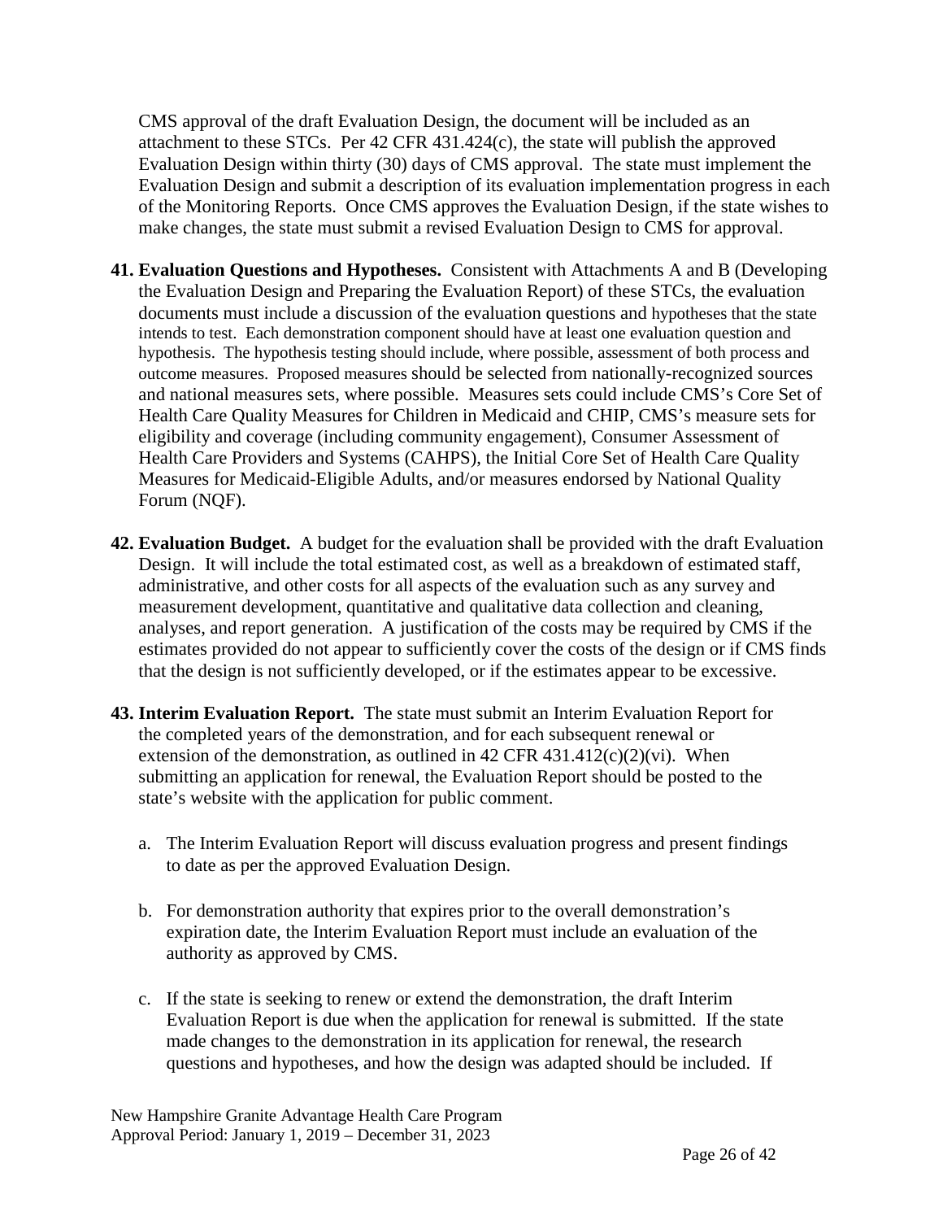CMS approval of the draft Evaluation Design, the document will be included as an attachment to these STCs. Per 42 CFR 431.424(c), the state will publish the approved Evaluation Design within thirty (30) days of CMS approval. The state must implement the Evaluation Design and submit a description of its evaluation implementation progress in each of the Monitoring Reports. Once CMS approves the Evaluation Design, if the state wishes to make changes, the state must submit a revised Evaluation Design to CMS for approval.

**41. Evaluation Questions and Hypotheses.** Consistent with Attachments A and B (Developing the Evaluation Design and Preparing the Evaluation Report) of these STCs, the evaluation documents must include a discussion of the evaluation questions and hypotheses that the state intends to test. Each demonstration component should have at least one evaluation question and hypothesis. The hypothesis testing should include, where possible, assessment of both process and outcome measures. Proposed measures should be selected from nationally-recognized sources and national measures sets, where possible. Measures sets could include CMS's Core Set of Health Care Quality Measures for Children in Medicaid and CHIP, CMS's measure sets for eligibility and coverage (including community engagement), Consumer Assessment of Health Care Providers and Systems (CAHPS), the Initial Core Set of Health Care Quality Measures for Medicaid-Eligible Adults, and/or measures endorsed by National Quality Forum (NQF).

**42. Evaluation Budget.** A budget for the evaluation shall be provided with the draft Evaluation Design. It will include the total estimated cost, as well as a breakdown of estimated staff, administrative, and other costs for all aspects of the evaluation such as any survey and measurement development, quantitative and qualitative data collection and cleaning, analyses, and report generation. A justification of the costs may be required by CMS if the estimates provided do not appear to sufficiently cover the costs of the design or if CMS finds that the design is not sufficiently developed, or if the estimates appear to be excessive.

**43. Interim Evaluation Report.** The state must submit an Interim Evaluation Report for the completed years of the demonstration, and for each subsequent renewal or extension of the demonstration, as outlined in 42 CFR 431.412(c)(2)(vi). When submitting an application for renewal, the Evaluation Report should be posted to the state's website with the application for public comment.

a. The Interim Evaluation Report will discuss evaluation progress and present findings to date as per the approved Evaluation Design.

b. For demonstration authority that expires prior to the overall demonstration's expiration date, the Interim Evaluation Report must include an evaluation of the authority as approved by CMS.

c. If the state is seeking to renew or extend the demonstration, the draft Interim Evaluation Report is due when the application for renewal is submitted. If the state made changes to the demonstration in its application for renewal, the research questions and hypotheses, and how the design was adapted should be included. If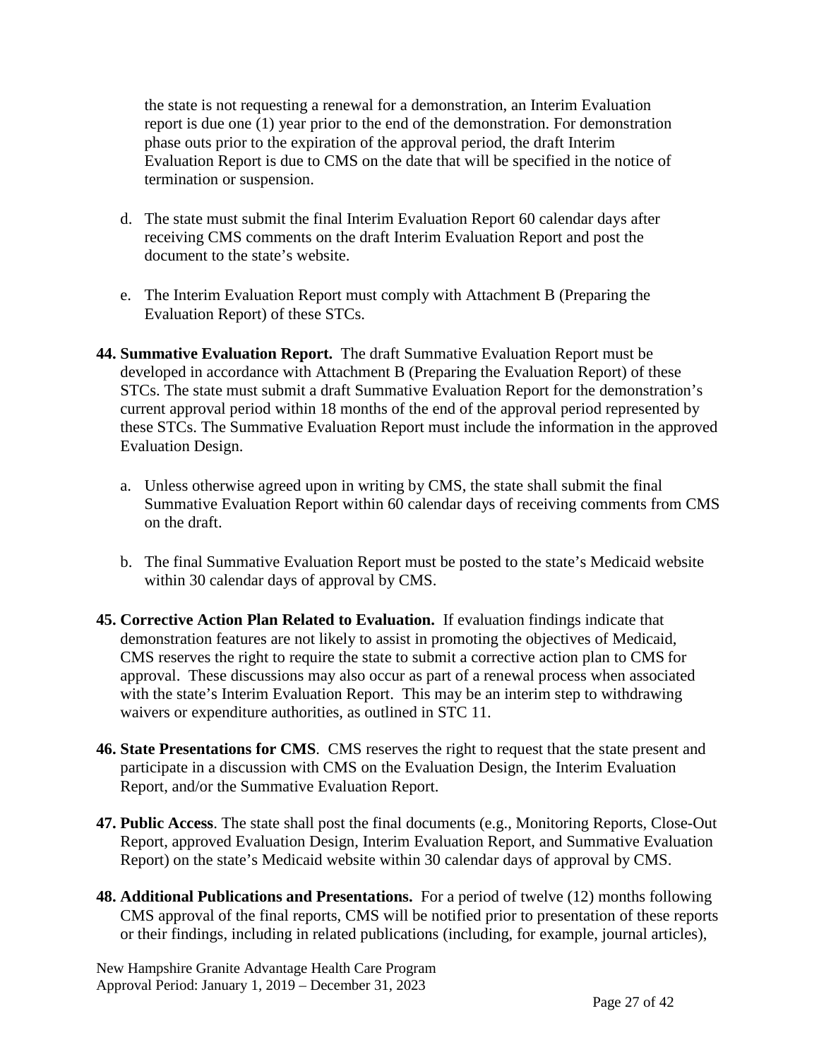the state is not requesting a renewal for a demonstration, an Interim Evaluation report is due one (1) year prior to the end of the demonstration. For demonstration phase outs prior to the expiration of the approval period, the draft Interim Evaluation Report is due to CMS on the date that will be specified in the notice of termination or suspension.

d. The state must submit the final Interim Evaluation Report 60 calendar days after receiving CMS comments on the draft Interim Evaluation Report and post the document to the state's website.

e. The Interim Evaluation Report must comply with Attachment B (Preparing the Evaluation Report) of these STCs.

**44. Summative Evaluation Report.** The draft Summative Evaluation Report must be developed in accordance with Attachment B (Preparing the Evaluation Report) of these STCs. The state must submit a draft Summative Evaluation Report for the demonstration's current approval period within 18 months of the end of the approval period represented by these STCs. The Summative Evaluation Report must include the information in the approved Evaluation Design.

a. Unless otherwise agreed upon in writing by CMS, the state shall submit the final Summative Evaluation Report within 60 calendar days of receiving comments from CMS on the draft.

b. The final Summative Evaluation Report must be posted to the state's Medicaid website within 30 calendar days of approval by CMS.

**45. Corrective Action Plan Related to Evaluation.** If evaluation findings indicate that demonstration features are not likely to assist in promoting the objectives of Medicaid, CMS reserves the right to require the state to submit a corrective action plan to CMS for approval. These discussions may also occur as part of a renewal process when associated with the state's Interim Evaluation Report. This may be an interim step to withdrawing waivers or expenditure authorities, as outlined in STC 11.

**46. State Presentations for CMS**. CMS reserves the right to request that the state present and participate in a discussion with CMS on the Evaluation Design, the Interim Evaluation Report, and/or the Summative Evaluation Report.

**47. Public Access**. The state shall post the final documents (e.g., Monitoring Reports, Close-Out Report, approved Evaluation Design, Interim Evaluation Report, and Summative Evaluation Report) on the state's Medicaid website within 30 calendar days of approval by CMS.

**48. Additional Publications and Presentations.** For a period of twelve (12) months following CMS approval of the final reports, CMS will be notified prior to presentation of these reports or their findings, including in related publications (including, for example, journal articles),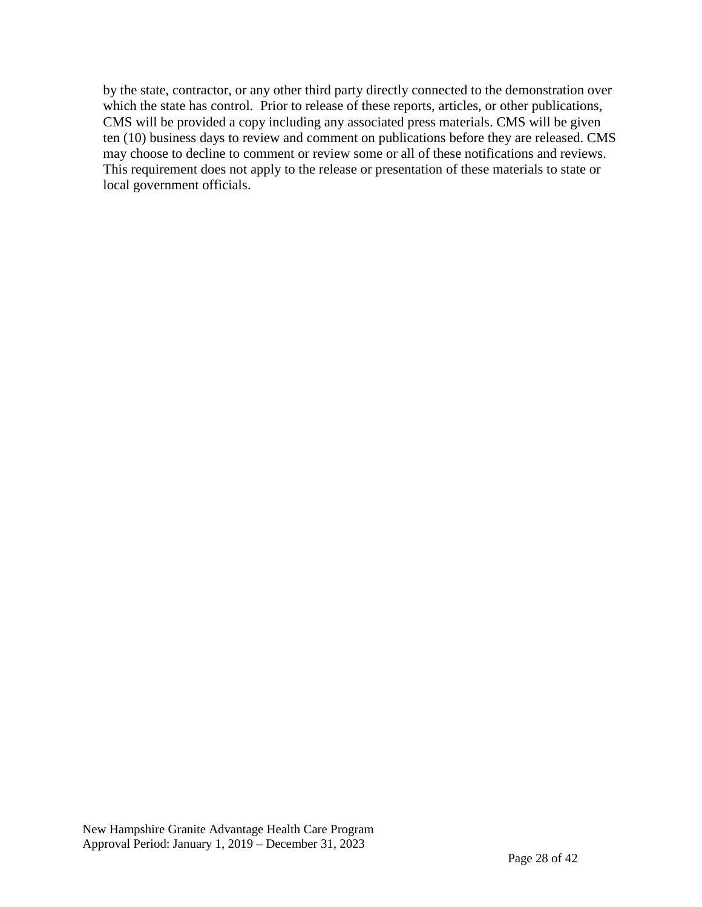by the state, contractor, or any other third party directly connected to the demonstration over which the state has control. Prior to release of these reports, articles, or other publications, CMS will be provided a copy including any associated press materials. CMS will be given ten (10) business days to review and comment on publications before they are released. CMS may choose to decline to comment or review some or all of these notifications and reviews. This requirement does not apply to the release or presentation of these materials to state or local government officials.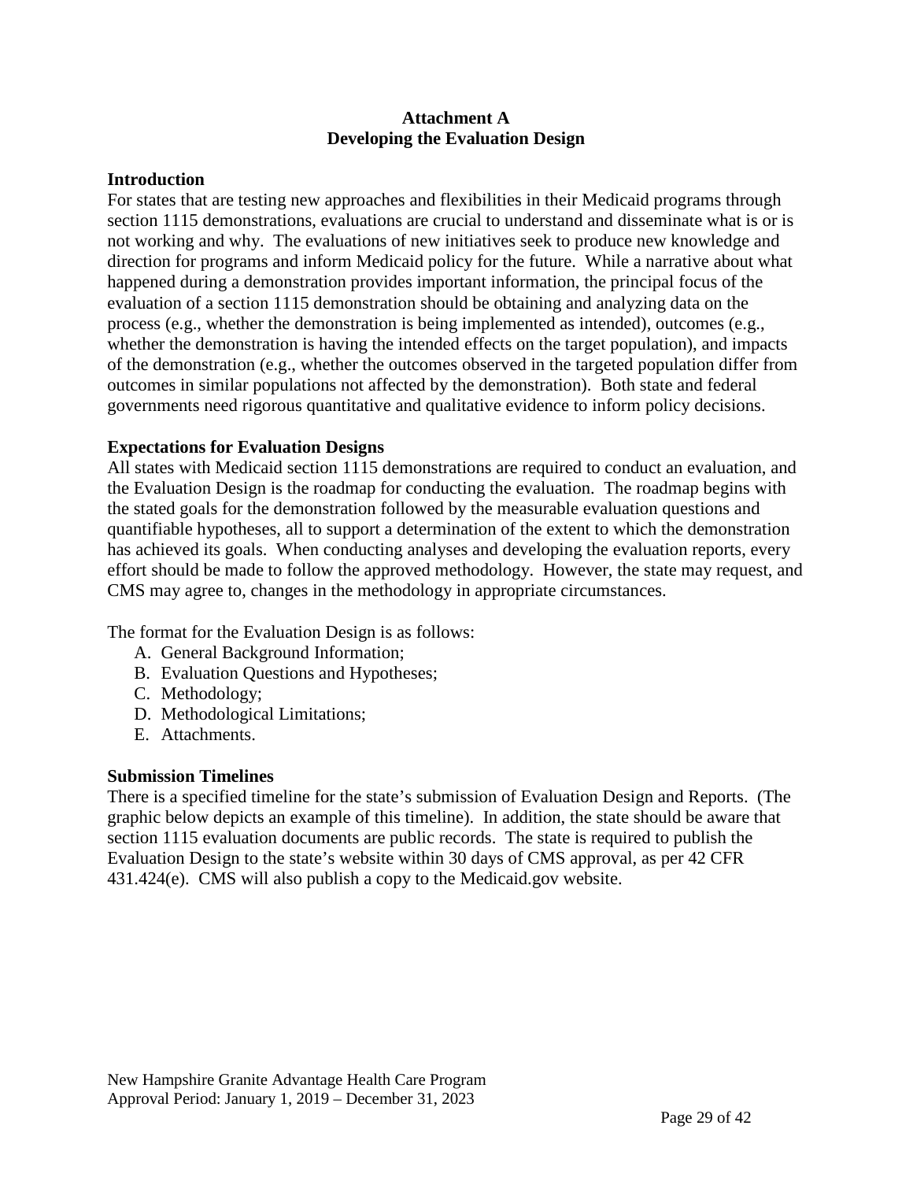## Attachment A
## Developing the Evaluation Design

### Introduction

For states that are testing new approaches and flexibilities in their Medicaid programs through section 1115 demonstrations, evaluations are crucial to understand and disseminate what is or is not working and why. The evaluations of new initiatives seek to produce new knowledge and direction for programs and inform Medicaid policy for the future. While a narrative about what happened during a demonstration provides important information, the principal focus of the evaluation of a section 1115 demonstration should be obtaining and analyzing data on the process (e.g., whether the demonstration is being implemented as intended), outcomes (e.g., whether the demonstration is having the intended effects on the target population), and impacts of the demonstration (e.g., whether the outcomes observed in the targeted population differ from outcomes in similar populations not affected by the demonstration). Both state and federal governments need rigorous quantitative and qualitative evidence to inform policy decisions.

### Expectations for Evaluation Designs

All states with Medicaid section 1115 demonstrations are required to conduct an evaluation, and the Evaluation Design is the roadmap for conducting the evaluation. The roadmap begins with the stated goals for the demonstration followed by the measurable evaluation questions and quantifiable hypotheses, all to support a determination of the extent to which the demonstration has achieved its goals. When conducting analyses and developing the evaluation reports, every effort should be made to follow the approved methodology. However, the state may request, and CMS may agree to, changes in the methodology in appropriate circumstances.

The format for the Evaluation Design is as follows:

A. General Background Information;
B. Evaluation Questions and Hypotheses;
C. Methodology;
D. Methodological Limitations;
E. Attachments.

### Submission Timelines

There is a specified timeline for the state's submission of Evaluation Design and Reports. (The graphic below depicts an example of this timeline). In addition, the state should be aware that section 1115 evaluation documents are public records. The state is required to publish the Evaluation Design to the state's website within 30 days of CMS approval, as per 42 CFR 431.424(e). CMS will also publish a copy to the Medicaid.gov website.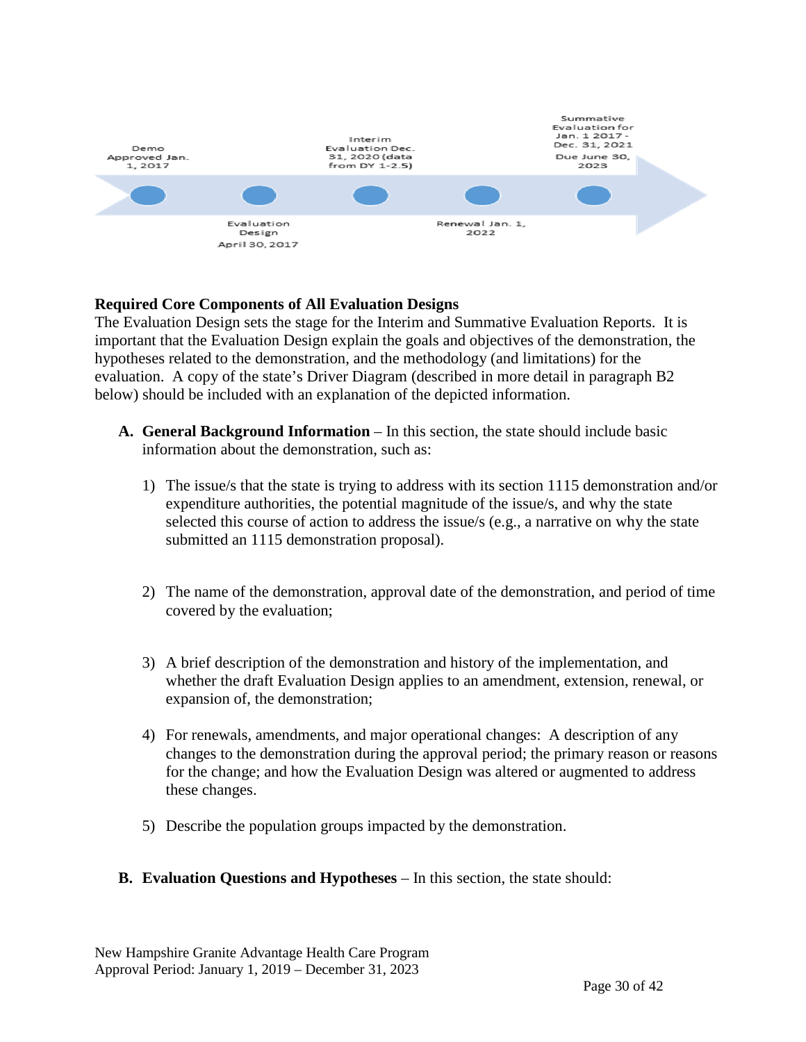Demo Approved Jan. 1, 2017

Evaluation Design April 30, 2017

Interim Evaluation Dec. 31, 2020 (data from DY 1-2.5)

Renewal Jan. 1, 2022

Summative Evaluation for Jan. 1 2017 - Dec. 31, 2021 Due June 30, 2023

**Required Core Components of All Evaluation Designs**

The Evaluation Design sets the stage for the Interim and Summative Evaluation Reports. It is important that the Evaluation Design explain the goals and objectives of the demonstration, the hypotheses related to the demonstration, and the methodology (and limitations) for the evaluation. A copy of the state's Driver Diagram (described in more detail in paragraph B2 below) should be included with an explanation of the depicted information.

**A. General Background Information** – In this section, the state should include basic information about the demonstration, such as:

1) The issue/s that the state is trying to address with its section 1115 demonstration and/or expenditure authorities, the potential magnitude of the issue/s, and why the state selected this course of action to address the issue/s (e.g., a narrative on why the state submitted an 1115 demonstration proposal).

2) The name of the demonstration, approval date of the demonstration, and period of time covered by the evaluation;

3) A brief description of the demonstration and history of the implementation, and whether the draft Evaluation Design applies to an amendment, extension, renewal, or expansion of, the demonstration;

4) For renewals, amendments, and major operational changes: A description of any changes to the demonstration during the approval period; the primary reason or reasons for the change; and how the Evaluation Design was altered or augmented to address these changes.

5) Describe the population groups impacted by the demonstration.

**B. Evaluation Questions and Hypotheses** – In this section, the state should: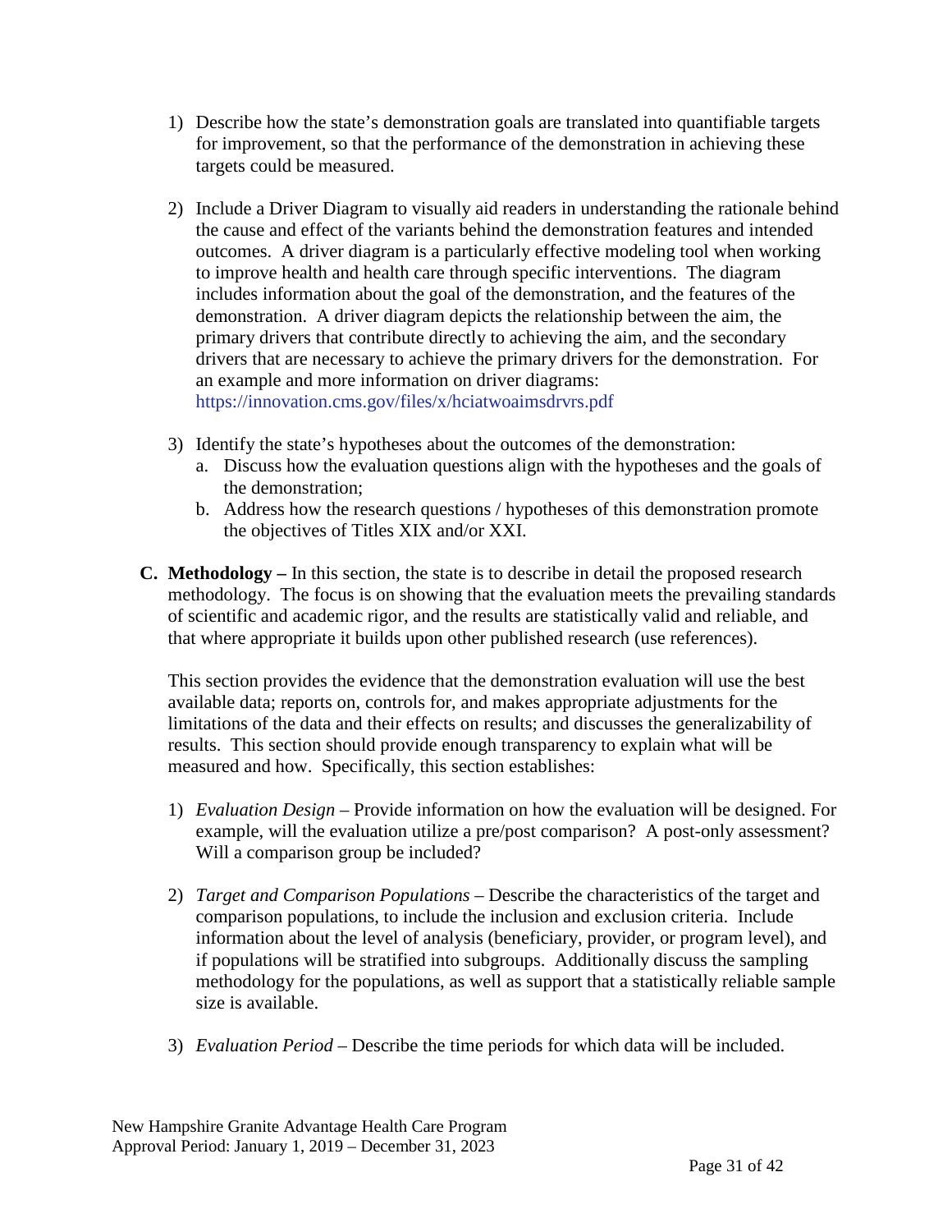1) Describe how the state's demonstration goals are translated into quantifiable targets for improvement, so that the performance of the demonstration in achieving these targets could be measured.

2) Include a Driver Diagram to visually aid readers in understanding the rationale behind the cause and effect of the variants behind the demonstration features and intended outcomes. A driver diagram is a particularly effective modeling tool when working to improve health and health care through specific interventions. The diagram includes information about the goal of the demonstration, and the features of the demonstration. A driver diagram depicts the relationship between the aim, the primary drivers that contribute directly to achieving the aim, and the secondary drivers that are necessary to achieve the primary drivers for the demonstration. For an example and more information on driver diagrams: https://innovation.cms.gov/files/x/hciatwoaimsdrvrs.pdf

3) Identify the state's hypotheses about the outcomes of the demonstration:
   a. Discuss how the evaluation questions align with the hypotheses and the goals of the demonstration;
   b. Address how the research questions / hypotheses of this demonstration promote the objectives of Titles XIX and/or XXI.

**C. Methodology –** In this section, the state is to describe in detail the proposed research methodology. The focus is on showing that the evaluation meets the prevailing standards of scientific and academic rigor, and the results are statistically valid and reliable, and that where appropriate it builds upon other published research (use references).

This section provides the evidence that the demonstration evaluation will use the best available data; reports on, controls for, and makes appropriate adjustments for the limitations of the data and their effects on results; and discusses the generalizability of results. This section should provide enough transparency to explain what will be measured and how. Specifically, this section establishes:

1) *Evaluation Design* – Provide information on how the evaluation will be designed. For example, will the evaluation utilize a pre/post comparison? A post-only assessment? Will a comparison group be included?

2) *Target and Comparison Populations* – Describe the characteristics of the target and comparison populations, to include the inclusion and exclusion criteria. Include information about the level of analysis (beneficiary, provider, or program level), and if populations will be stratified into subgroups. Additionally discuss the sampling methodology for the populations, as well as support that a statistically reliable sample size is available.

3) *Evaluation Period* – Describe the time periods for which data will be included.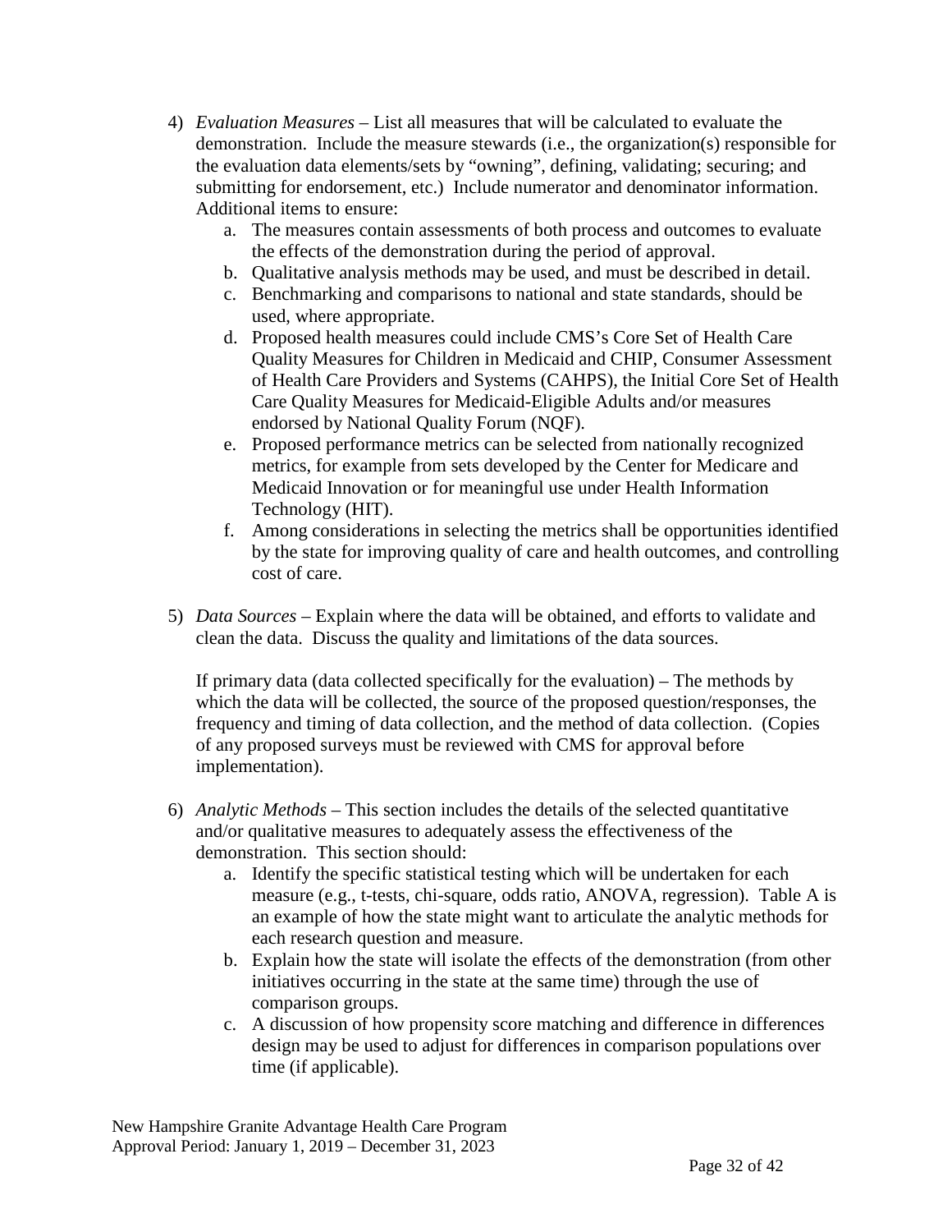4) *Evaluation Measures* – List all measures that will be calculated to evaluate the demonstration. Include the measure stewards (i.e., the organization(s) responsible for the evaluation data elements/sets by "owning", defining, validating; securing; and submitting for endorsement, etc.) Include numerator and denominator information. Additional items to ensure:
   a. The measures contain assessments of both process and outcomes to evaluate the effects of the demonstration during the period of approval.
   b. Qualitative analysis methods may be used, and must be described in detail.
   c. Benchmarking and comparisons to national and state standards, should be used, where appropriate.
   d. Proposed health measures could include CMS's Core Set of Health Care Quality Measures for Children in Medicaid and CHIP, Consumer Assessment of Health Care Providers and Systems (CAHPS), the Initial Core Set of Health Care Quality Measures for Medicaid-Eligible Adults and/or measures endorsed by National Quality Forum (NQF).
   e. Proposed performance metrics can be selected from nationally recognized metrics, for example from sets developed by the Center for Medicare and Medicaid Innovation or for meaningful use under Health Information Technology (HIT).
   f. Among considerations in selecting the metrics shall be opportunities identified by the state for improving quality of care and health outcomes, and controlling cost of care.

5) *Data Sources* – Explain where the data will be obtained, and efforts to validate and clean the data. Discuss the quality and limitations of the data sources.

   If primary data (data collected specifically for the evaluation) – The methods by which the data will be collected, the source of the proposed question/responses, the frequency and timing of data collection, and the method of data collection. (Copies of any proposed surveys must be reviewed with CMS for approval before implementation).

6) *Analytic Methods* – This section includes the details of the selected quantitative and/or qualitative measures to adequately assess the effectiveness of the demonstration. This section should:
   a. Identify the specific statistical testing which will be undertaken for each measure (e.g., t-tests, chi-square, odds ratio, ANOVA, regression). Table A is an example of how the state might want to articulate the analytic methods for each research question and measure.
   b. Explain how the state will isolate the effects of the demonstration (from other initiatives occurring in the state at the same time) through the use of comparison groups.
   c. A discussion of how propensity score matching and difference in differences design may be used to adjust for differences in comparison populations over time (if applicable).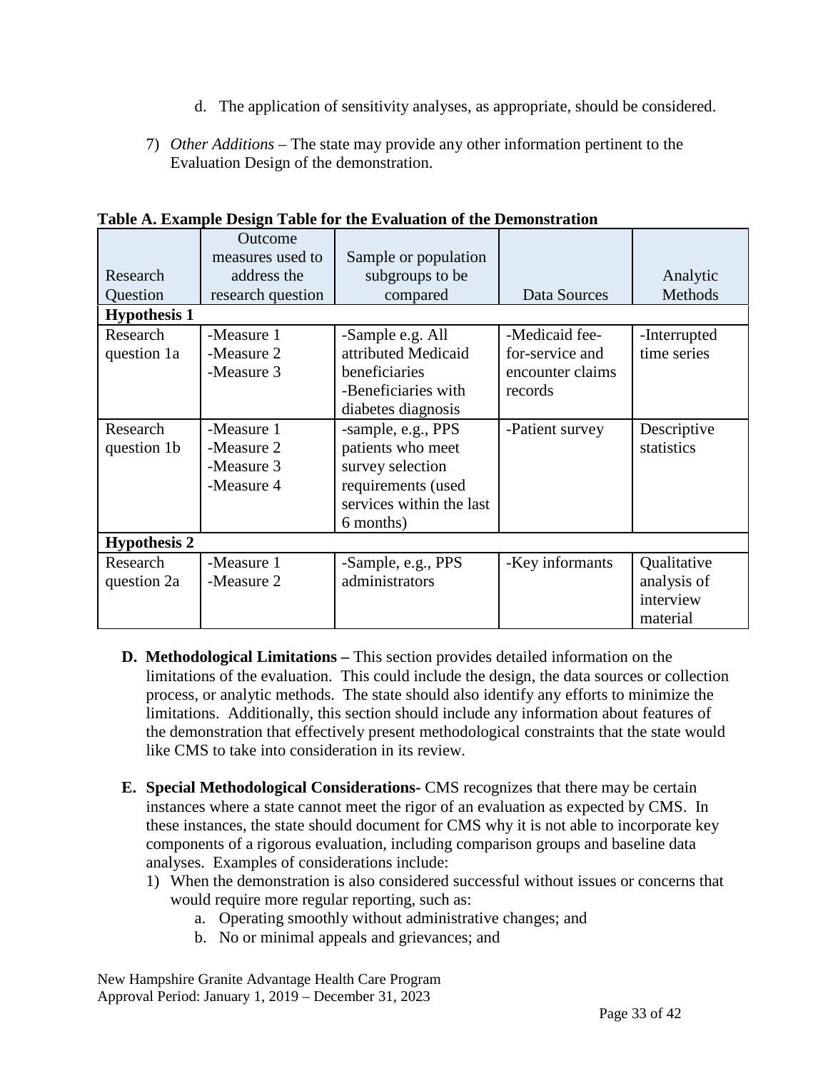d. The application of sensitivity analyses, as appropriate, should be considered.

7) *Other Additions* – The state may provide any other information pertinent to the Evaluation Design of the demonstration.

**Table A. Example Design Table for the Evaluation of the Demonstration**

| Research Question | Outcome measures used to address the research question | Sample or population subgroups to be compared | Data Sources | Analytic Methods |
|---|---|---|---|---|
| **Hypothesis 1** | | | | |
| Research question 1a | -Measure 1<br>-Measure 2<br>-Measure 3 | -Sample e.g. All attributed Medicaid beneficiaries<br>-Beneficiaries with diabetes diagnosis | -Medicaid fee-for-service and encounter claims records | -Interrupted time series |
| Research question 1b | -Measure 1<br>-Measure 2<br>-Measure 3<br>-Measure 4 | -sample, e.g., PPS patients who meet survey selection requirements (used services within the last 6 months) | -Patient survey | Descriptive statistics |
| **Hypothesis 2** | | | | |
| Research question 2a | -Measure 1<br>-Measure 2 | -Sample, e.g., PPS administrators | -Key informants | Qualitative analysis of interview material |

**D. Methodological Limitations –** This section provides detailed information on the limitations of the evaluation. This could include the design, the data sources or collection process, or analytic methods. The state should also identify any efforts to minimize the limitations. Additionally, this section should include any information about features of the demonstration that effectively present methodological constraints that the state would like CMS to take into consideration in its review.

**E. Special Methodological Considerations-** CMS recognizes that there may be certain instances where a state cannot meet the rigor of an evaluation as expected by CMS. In these instances, the state should document for CMS why it is not able to incorporate key components of a rigorous evaluation, including comparison groups and baseline data analyses. Examples of considerations include:

1) When the demonstration is also considered successful without issues or concerns that would require more regular reporting, such as:
   a. Operating smoothly without administrative changes; and
   b. No or minimal appeals and grievances; and

New Hampshire Granite Advantage Health Care Program
Approval Period: January 1, 2019 – December 31, 2023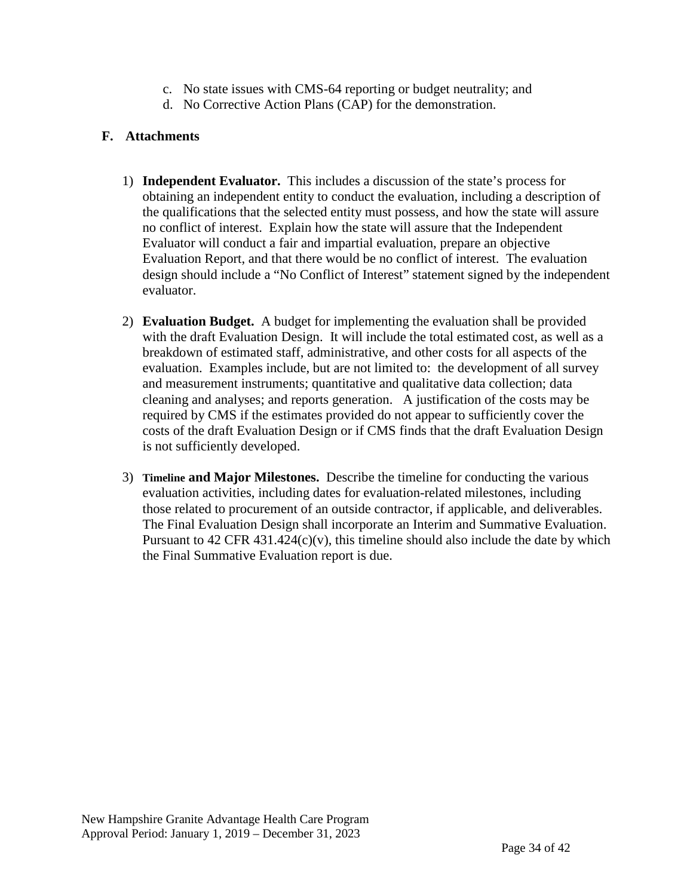c. No state issues with CMS-64 reporting or budget neutrality; and
d. No Corrective Action Plans (CAP) for the demonstration.

## F. Attachments

1) **Independent Evaluator.** This includes a discussion of the state's process for obtaining an independent entity to conduct the evaluation, including a description of the qualifications that the selected entity must possess, and how the state will assure no conflict of interest. Explain how the state will assure that the Independent Evaluator will conduct a fair and impartial evaluation, prepare an objective Evaluation Report, and that there would be no conflict of interest. The evaluation design should include a "No Conflict of Interest" statement signed by the independent evaluator.

2) **Evaluation Budget.** A budget for implementing the evaluation shall be provided with the draft Evaluation Design. It will include the total estimated cost, as well as a breakdown of estimated staff, administrative, and other costs for all aspects of the evaluation. Examples include, but are not limited to: the development of all survey and measurement instruments; quantitative and qualitative data collection; data cleaning and analyses; and reports generation. A justification of the costs may be required by CMS if the estimates provided do not appear to sufficiently cover the costs of the draft Evaluation Design or if CMS finds that the draft Evaluation Design is not sufficiently developed.

3) **Timeline and Major Milestones.** Describe the timeline for conducting the various evaluation activities, including dates for evaluation-related milestones, including those related to procurement of an outside contractor, if applicable, and deliverables. The Final Evaluation Design shall incorporate an Interim and Summative Evaluation. Pursuant to 42 CFR 431.424(c)(v), this timeline should also include the date by which the Final Summative Evaluation report is due.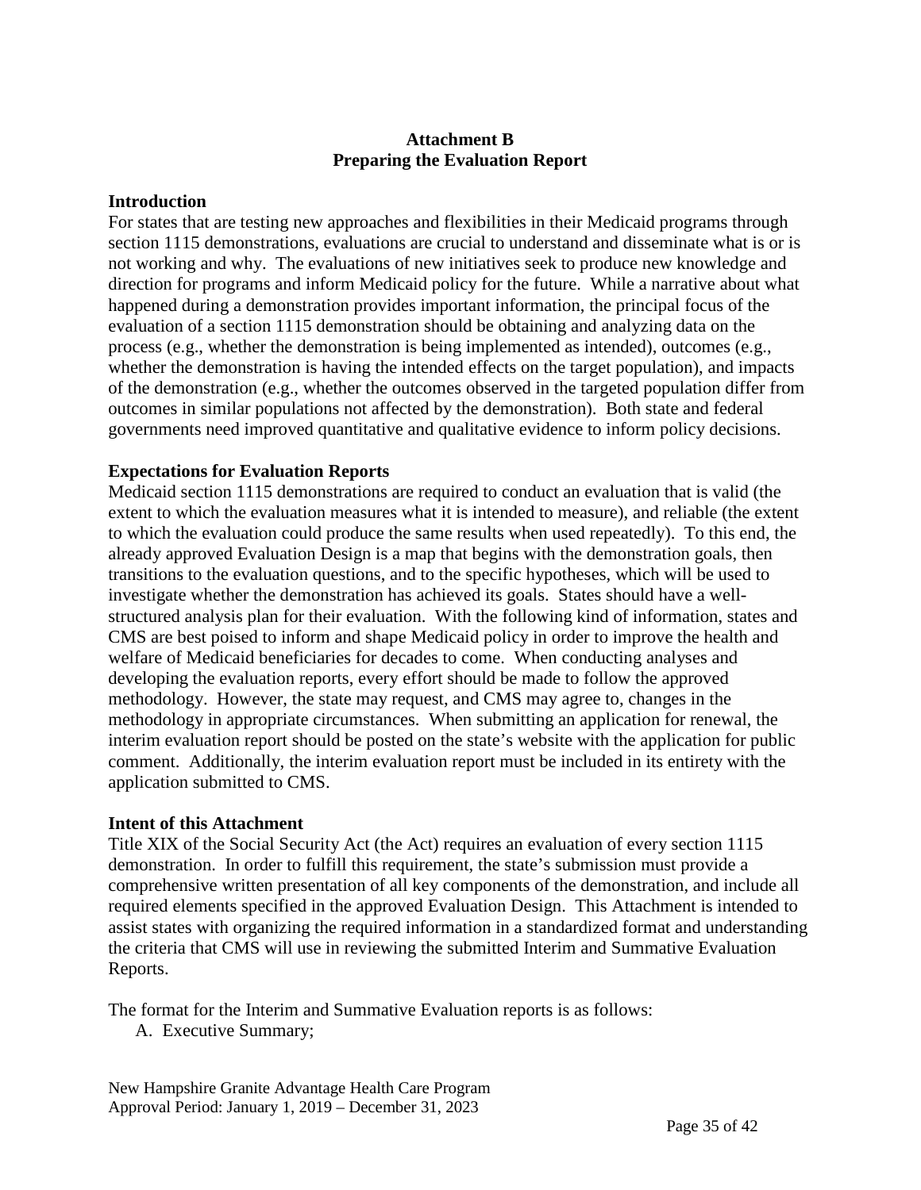## Attachment B
## Preparing the Evaluation Report

### Introduction

For states that are testing new approaches and flexibilities in their Medicaid programs through section 1115 demonstrations, evaluations are crucial to understand and disseminate what is or is not working and why. The evaluations of new initiatives seek to produce new knowledge and direction for programs and inform Medicaid policy for the future. While a narrative about what happened during a demonstration provides important information, the principal focus of the evaluation of a section 1115 demonstration should be obtaining and analyzing data on the process (e.g., whether the demonstration is being implemented as intended), outcomes (e.g., whether the demonstration is having the intended effects on the target population), and impacts of the demonstration (e.g., whether the outcomes observed in the targeted population differ from outcomes in similar populations not affected by the demonstration). Both state and federal governments need improved quantitative and qualitative evidence to inform policy decisions.

### Expectations for Evaluation Reports

Medicaid section 1115 demonstrations are required to conduct an evaluation that is valid (the extent to which the evaluation measures what it is intended to measure), and reliable (the extent to which the evaluation could produce the same results when used repeatedly). To this end, the already approved Evaluation Design is a map that begins with the demonstration goals, then transitions to the evaluation questions, and to the specific hypotheses, which will be used to investigate whether the demonstration has achieved its goals. States should have a well-structured analysis plan for their evaluation. With the following kind of information, states and CMS are best poised to inform and shape Medicaid policy in order to improve the health and welfare of Medicaid beneficiaries for decades to come. When conducting analyses and developing the evaluation reports, every effort should be made to follow the approved methodology. However, the state may request, and CMS may agree to, changes in the methodology in appropriate circumstances. When submitting an application for renewal, the interim evaluation report should be posted on the state's website with the application for public comment. Additionally, the interim evaluation report must be included in its entirety with the application submitted to CMS.

### Intent of this Attachment

Title XIX of the Social Security Act (the Act) requires an evaluation of every section 1115 demonstration. In order to fulfill this requirement, the state's submission must provide a comprehensive written presentation of all key components of the demonstration, and include all required elements specified in the approved Evaluation Design. This Attachment is intended to assist states with organizing the required information in a standardized format and understanding the criteria that CMS will use in reviewing the submitted Interim and Summative Evaluation Reports.

The format for the Interim and Summative Evaluation reports is as follows:

A. Executive Summary;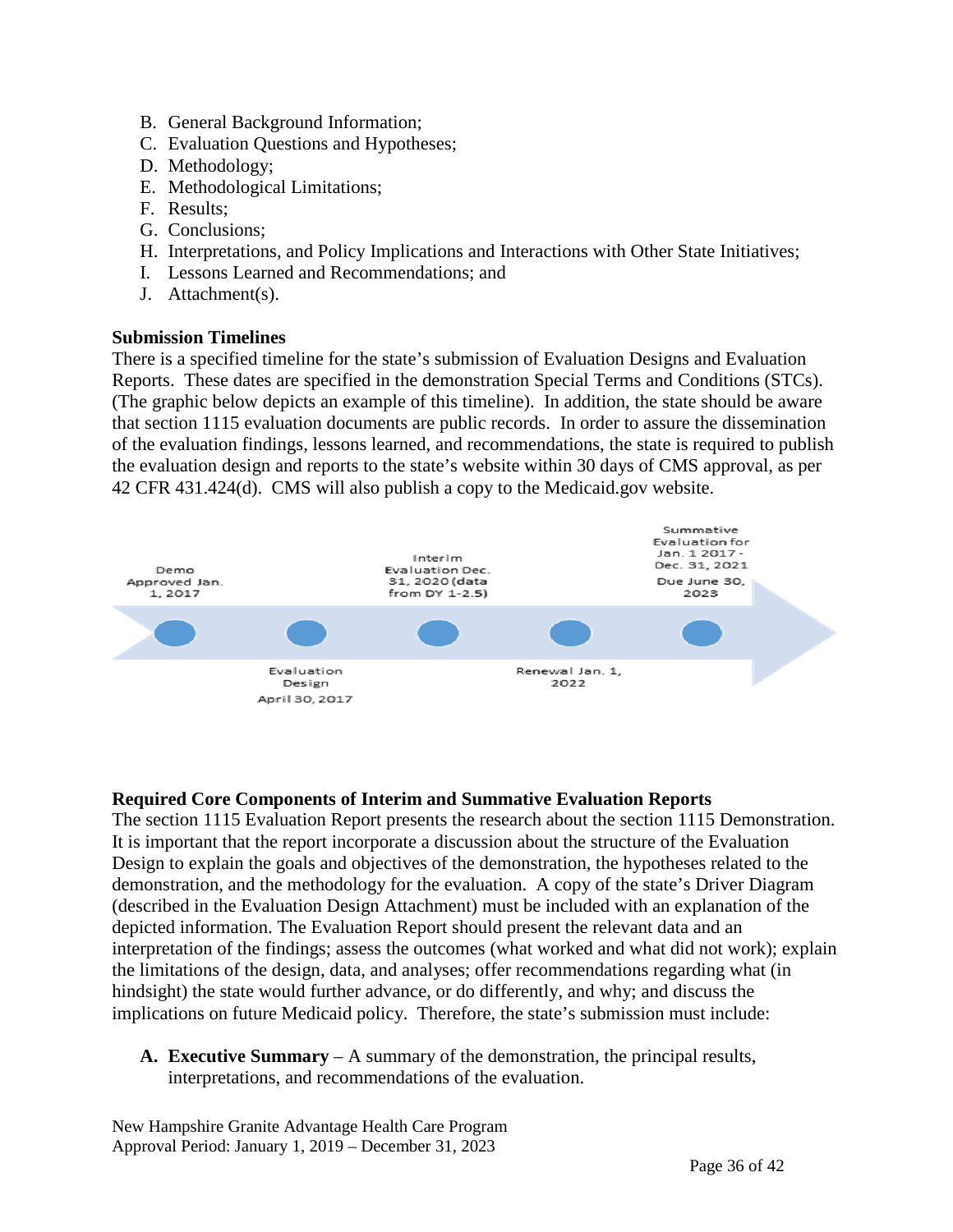B. General Background Information;
C. Evaluation Questions and Hypotheses;
D. Methodology;
E. Methodological Limitations;
F. Results;
G. Conclusions;
H. Interpretations, and Policy Implications and Interactions with Other State Initiatives;
I. Lessons Learned and Recommendations; and
J. Attachment(s).

**Submission Timelines**

There is a specified timeline for the state's submission of Evaluation Designs and Evaluation Reports. These dates are specified in the demonstration Special Terms and Conditions (STCs). (The graphic below depicts an example of this timeline). In addition, the state should be aware that section 1115 evaluation documents are public records. In order to assure the dissemination of the evaluation findings, lessons learned, and recommendations, the state is required to publish the evaluation design and reports to the state's website within 30 days of CMS approval, as per 42 CFR 431.424(d). CMS will also publish a copy to the Medicaid.gov website.

Demo Approved Jan. 1, 2017 → Evaluation Design April 30, 2017 → Interim Evaluation Dec. 31, 2020 (data from DY 1-2.5) → Renewal Jan. 1, 2022 → Summative Evaluation for Jan. 1 2017 - Dec. 31, 2021 Due June 30, 2023

**Required Core Components of Interim and Summative Evaluation Reports**

The section 1115 Evaluation Report presents the research about the section 1115 Demonstration. It is important that the report incorporate a discussion about the structure of the Evaluation Design to explain the goals and objectives of the demonstration, the hypotheses related to the demonstration, and the methodology for the evaluation. A copy of the state's Driver Diagram (described in the Evaluation Design Attachment) must be included with an explanation of the depicted information. The Evaluation Report should present the relevant data and an interpretation of the findings; assess the outcomes (what worked and what did not work); explain the limitations of the design, data, and analyses; offer recommendations regarding what (in hindsight) the state would further advance, or do differently, and why; and discuss the implications on future Medicaid policy. Therefore, the state's submission must include:

**A. Executive Summary** – A summary of the demonstration, the principal results, interpretations, and recommendations of the evaluation.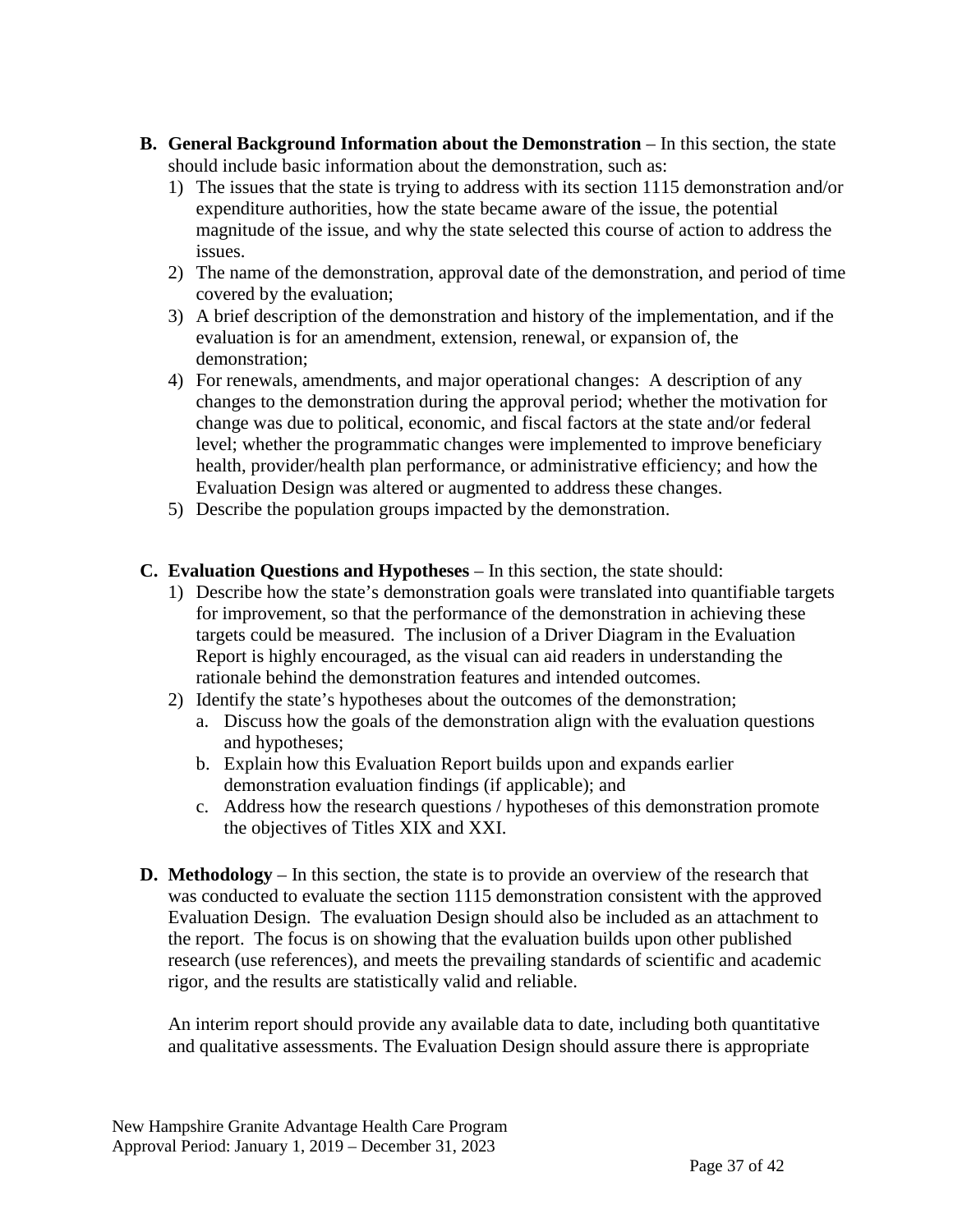**B. General Background Information about the Demonstration** – In this section, the state should include basic information about the demonstration, such as:

1) The issues that the state is trying to address with its section 1115 demonstration and/or expenditure authorities, how the state became aware of the issue, the potential magnitude of the issue, and why the state selected this course of action to address the issues.
2) The name of the demonstration, approval date of the demonstration, and period of time covered by the evaluation;
3) A brief description of the demonstration and history of the implementation, and if the evaluation is for an amendment, extension, renewal, or expansion of, the demonstration;
4) For renewals, amendments, and major operational changes: A description of any changes to the demonstration during the approval period; whether the motivation for change was due to political, economic, and fiscal factors at the state and/or federal level; whether the programmatic changes were implemented to improve beneficiary health, provider/health plan performance, or administrative efficiency; and how the Evaluation Design was altered or augmented to address these changes.
5) Describe the population groups impacted by the demonstration.

**C. Evaluation Questions and Hypotheses** – In this section, the state should:

1) Describe how the state's demonstration goals were translated into quantifiable targets for improvement, so that the performance of the demonstration in achieving these targets could be measured. The inclusion of a Driver Diagram in the Evaluation Report is highly encouraged, as the visual can aid readers in understanding the rationale behind the demonstration features and intended outcomes.
2) Identify the state's hypotheses about the outcomes of the demonstration;
   a. Discuss how the goals of the demonstration align with the evaluation questions and hypotheses;
   b. Explain how this Evaluation Report builds upon and expands earlier demonstration evaluation findings (if applicable); and
   c. Address how the research questions / hypotheses of this demonstration promote the objectives of Titles XIX and XXI.

**D. Methodology** – In this section, the state is to provide an overview of the research that was conducted to evaluate the section 1115 demonstration consistent with the approved Evaluation Design. The evaluation Design should also be included as an attachment to the report. The focus is on showing that the evaluation builds upon other published research (use references), and meets the prevailing standards of scientific and academic rigor, and the results are statistically valid and reliable.

An interim report should provide any available data to date, including both quantitative and qualitative assessments. The Evaluation Design should assure there is appropriate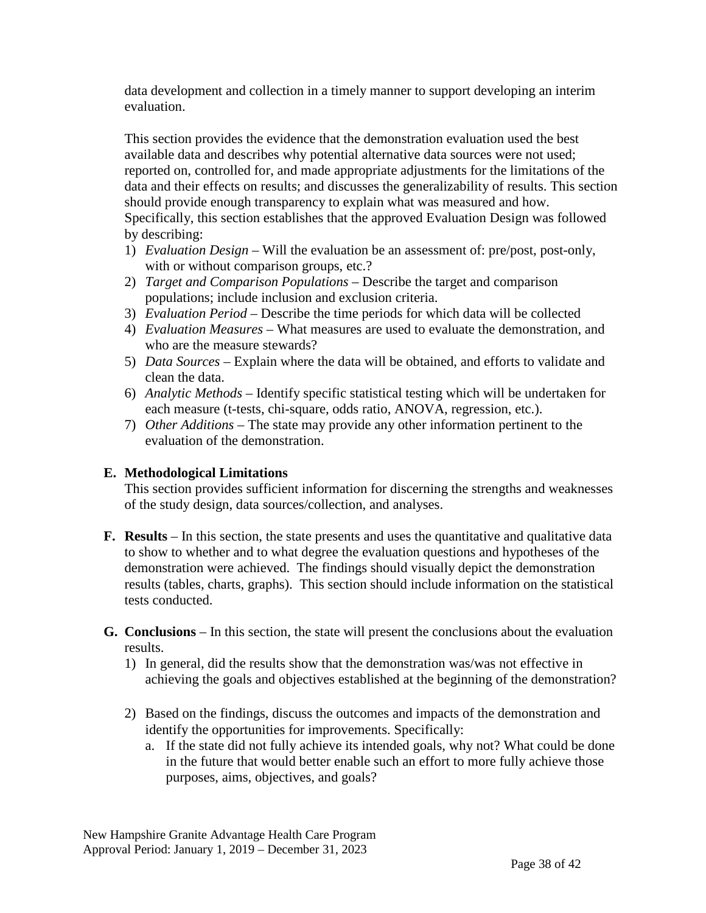data development and collection in a timely manner to support developing an interim evaluation.

This section provides the evidence that the demonstration evaluation used the best available data and describes why potential alternative data sources were not used; reported on, controlled for, and made appropriate adjustments for the limitations of the data and their effects on results; and discusses the generalizability of results. This section should provide enough transparency to explain what was measured and how. Specifically, this section establishes that the approved Evaluation Design was followed by describing:

1) *Evaluation Design* – Will the evaluation be an assessment of: pre/post, post-only, with or without comparison groups, etc.?
2) *Target and Comparison Populations* – Describe the target and comparison populations; include inclusion and exclusion criteria.
3) *Evaluation Period* – Describe the time periods for which data will be collected
4) *Evaluation Measures* – What measures are used to evaluate the demonstration, and who are the measure stewards?
5) *Data Sources* – Explain where the data will be obtained, and efforts to validate and clean the data.
6) *Analytic Methods* – Identify specific statistical testing which will be undertaken for each measure (t-tests, chi-square, odds ratio, ANOVA, regression, etc.).
7) *Other Additions* – The state may provide any other information pertinent to the evaluation of the demonstration.

**E. Methodological Limitations**

This section provides sufficient information for discerning the strengths and weaknesses of the study design, data sources/collection, and analyses.

**F. Results** – In this section, the state presents and uses the quantitative and qualitative data to show to whether and to what degree the evaluation questions and hypotheses of the demonstration were achieved. The findings should visually depict the demonstration results (tables, charts, graphs). This section should include information on the statistical tests conducted.

**G. Conclusions** – In this section, the state will present the conclusions about the evaluation results.

1) In general, did the results show that the demonstration was/was not effective in achieving the goals and objectives established at the beginning of the demonstration?

2) Based on the findings, discuss the outcomes and impacts of the demonstration and identify the opportunities for improvements. Specifically:
   a. If the state did not fully achieve its intended goals, why not? What could be done in the future that would better enable such an effort to more fully achieve those purposes, aims, objectives, and goals?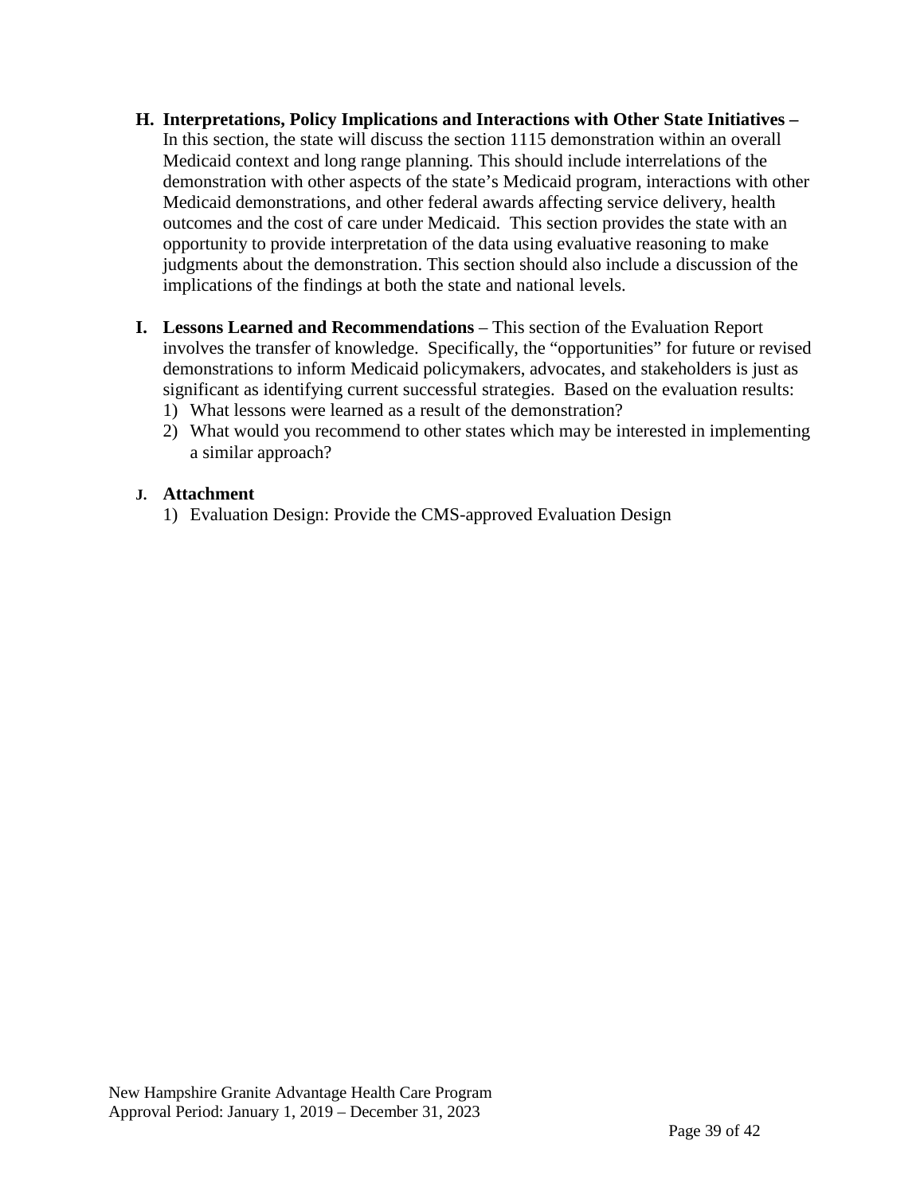**H. Interpretations, Policy Implications and Interactions with Other State Initiatives –** In this section, the state will discuss the section 1115 demonstration within an overall Medicaid context and long range planning. This should include interrelations of the demonstration with other aspects of the state's Medicaid program, interactions with other Medicaid demonstrations, and other federal awards affecting service delivery, health outcomes and the cost of care under Medicaid. This section provides the state with an opportunity to provide interpretation of the data using evaluative reasoning to make judgments about the demonstration. This section should also include a discussion of the implications of the findings at both the state and national levels.

**I. Lessons Learned and Recommendations** – This section of the Evaluation Report involves the transfer of knowledge. Specifically, the "opportunities" for future or revised demonstrations to inform Medicaid policymakers, advocates, and stakeholders is just as significant as identifying current successful strategies. Based on the evaluation results:

1) What lessons were learned as a result of the demonstration?
2) What would you recommend to other states which may be interested in implementing a similar approach?

**J. Attachment**

1) Evaluation Design: Provide the CMS-approved Evaluation Design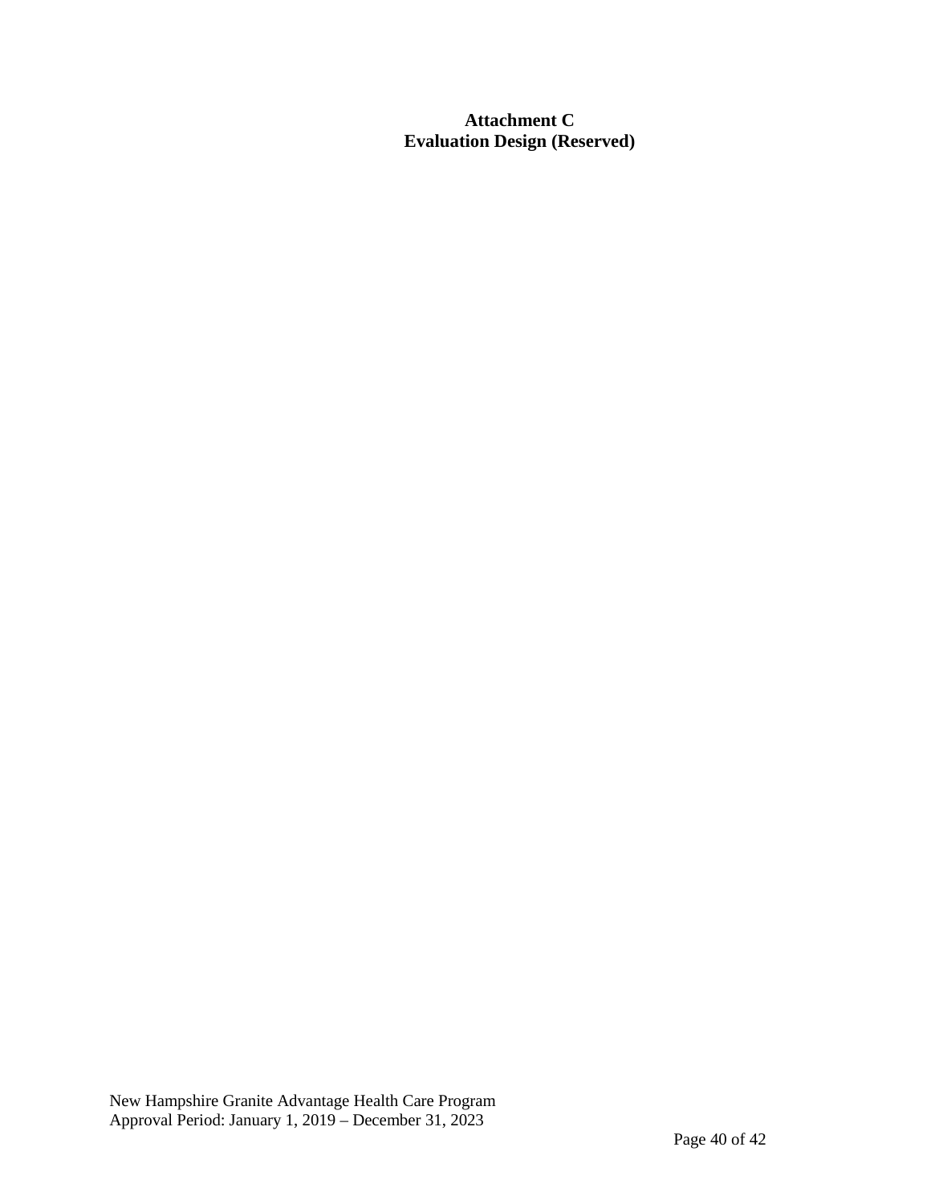# Attachment C
# Evaluation Design (Reserved)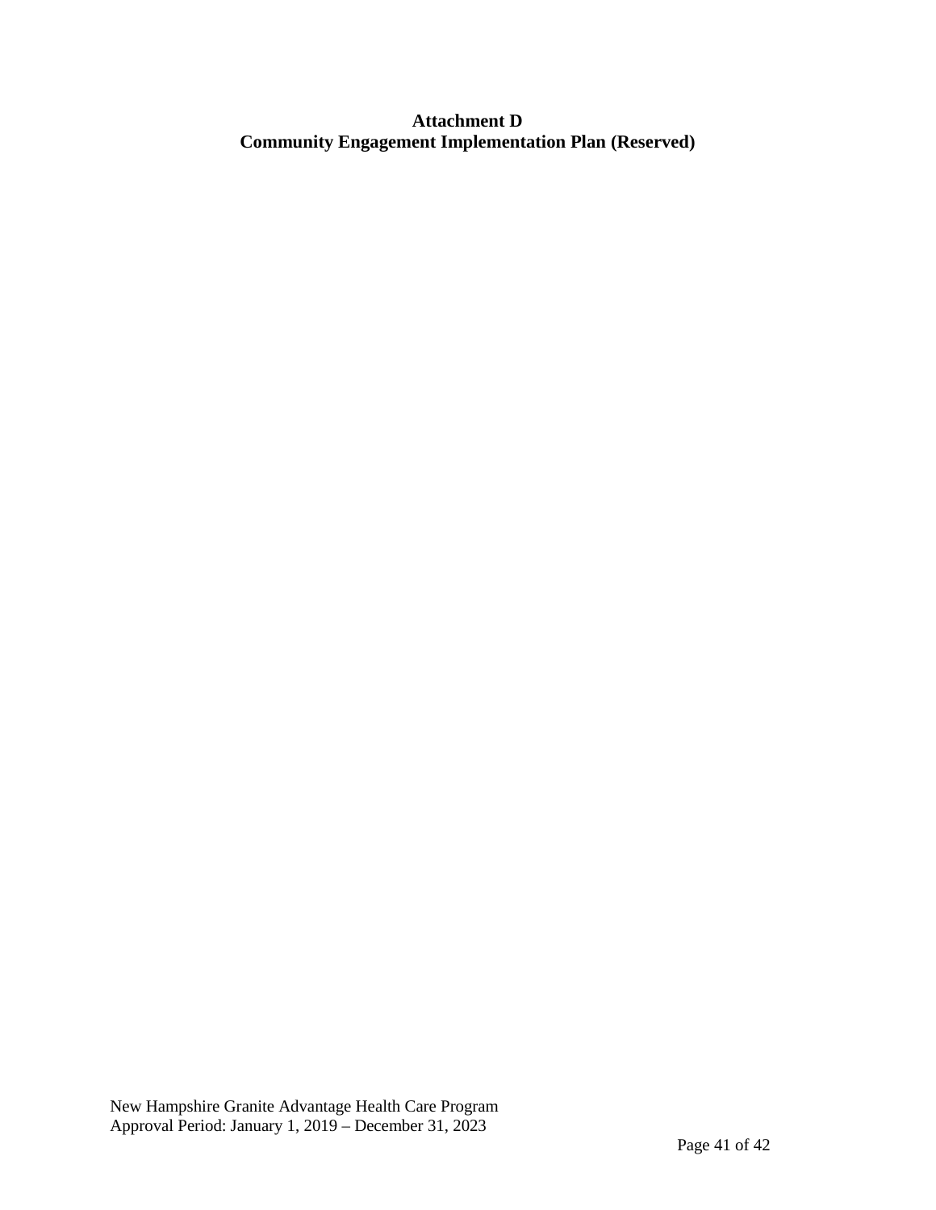**Attachment D**
**Community Engagement Implementation Plan (Reserved)**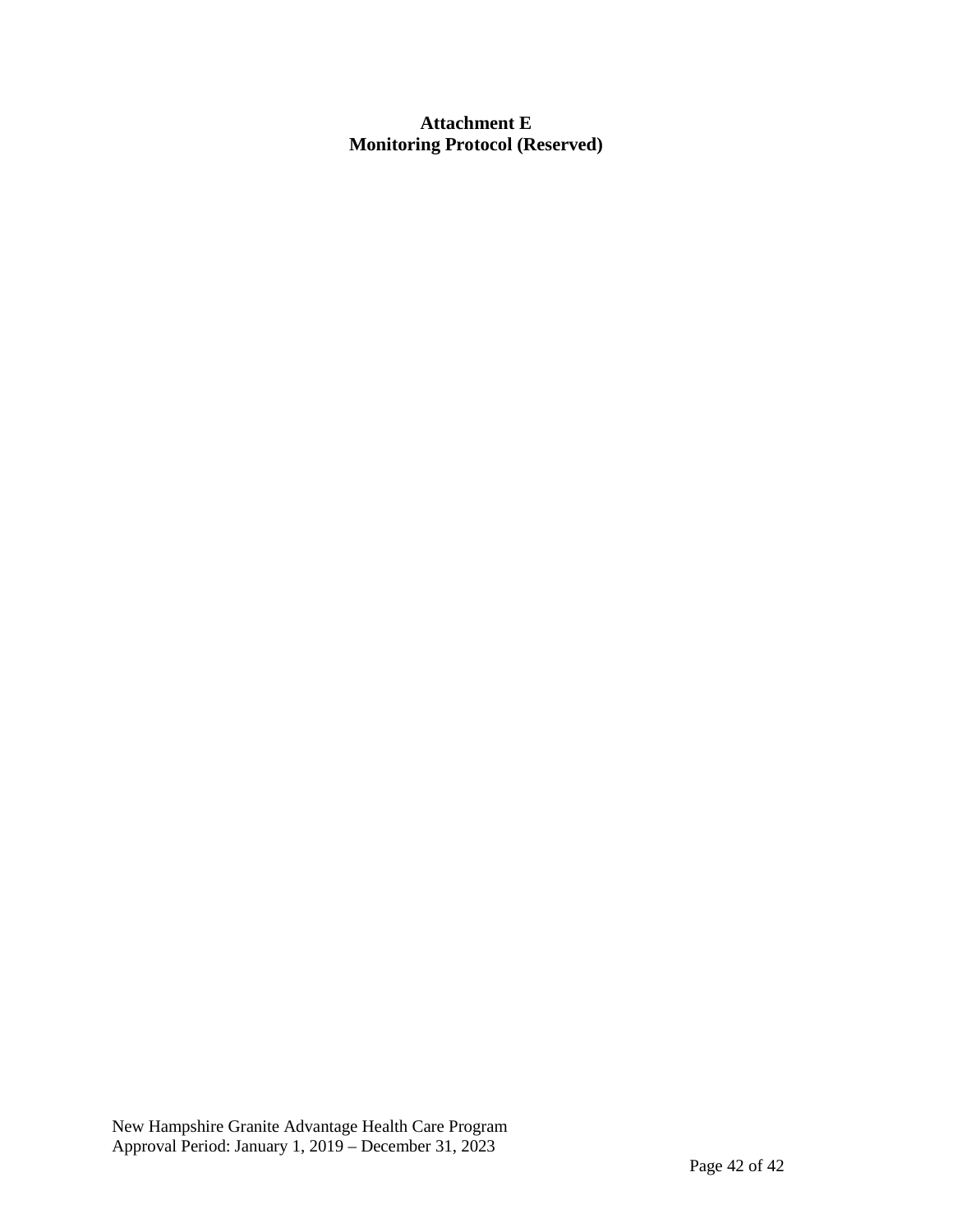# Attachment E
## Monitoring Protocol (Reserved)